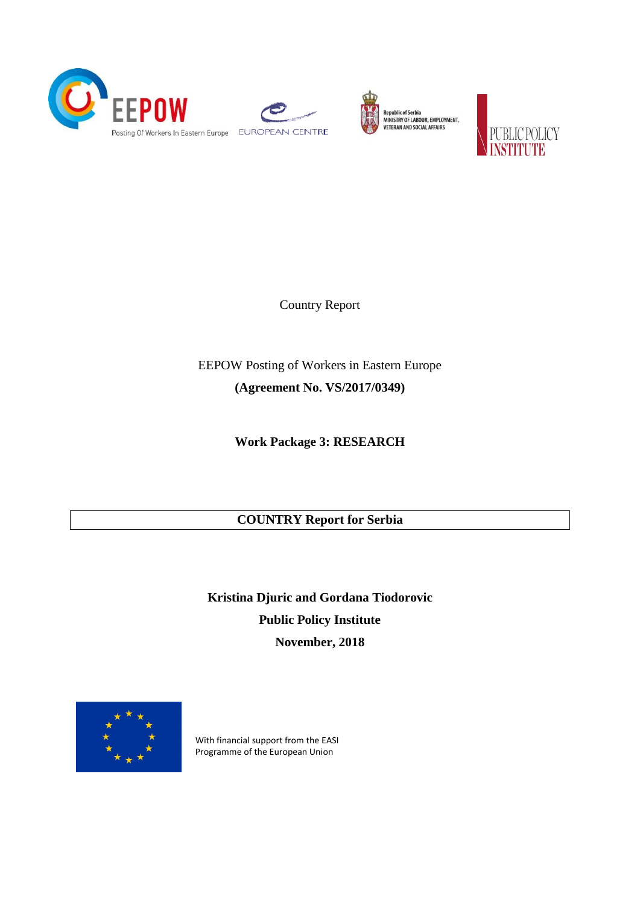Country Report

EEPOW Posting of Workers in Eastern Europe

**(Agreement No. VS/2017/0349)**

**Work Package 3: RESEARCH**

# COUNTRY Report for Serbia

**Kristina Djuric and Gordana Tiodorovic**

**Public Policy Institute**

**November, 2018**

With financial support from the EASI Programme of the European Union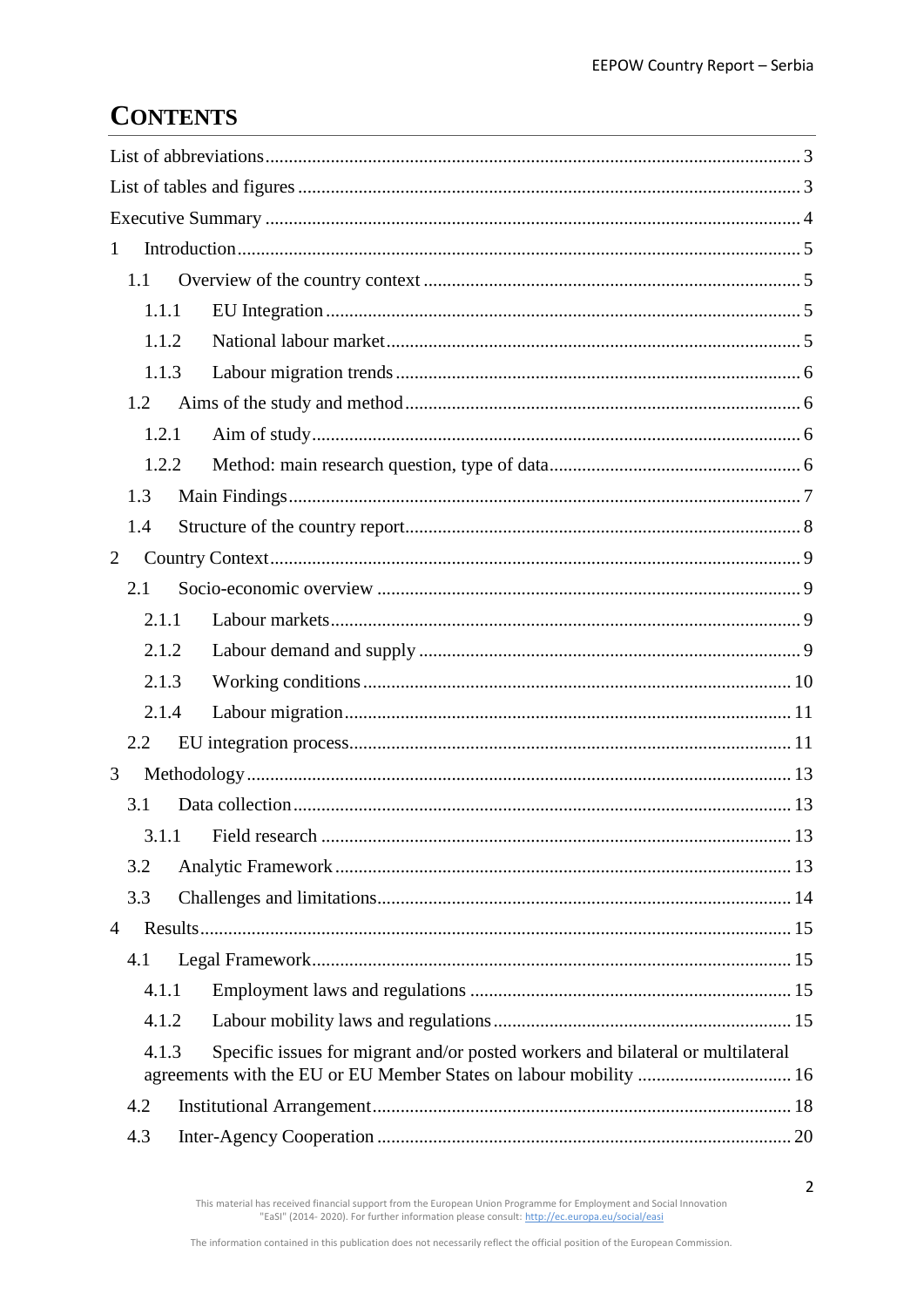# CONTENTS

List of abbreviations ..... 3

List of tables and figures ..... 3

Executive Summary ..... 4

1 Introduction ..... 5

- 1.1 Overview of the country context ..... 5
  - 1.1.1 EU Integration ..... 5
  - 1.1.2 National labour market ..... 5
  - 1.1.3 Labour migration trends ..... 6
- 1.2 Aims of the study and method ..... 6
  - 1.2.1 Aim of study ..... 6
  - 1.2.2 Method: main research question, type of data ..... 6
- 1.3 Main Findings ..... 7
- 1.4 Structure of the country report ..... 8

2 Country Context ..... 9

- 2.1 Socio-economic overview ..... 9
  - 2.1.1 Labour markets ..... 9
  - 2.1.2 Labour demand and supply ..... 9
  - 2.1.3 Working conditions ..... 10
  - 2.1.4 Labour migration ..... 11
- 2.2 EU integration process ..... 11

3 Methodology ..... 13

- 3.1 Data collection ..... 13
  - 3.1.1 Field research ..... 13
- 3.2 Analytic Framework ..... 13
- 3.3 Challenges and limitations ..... 14

4 Results ..... 15

- 4.1 Legal Framework ..... 15
  - 4.1.1 Employment laws and regulations ..... 15
  - 4.1.2 Labour mobility laws and regulations ..... 15
  - 4.1.3 Specific issues for migrant and/or posted workers and bilateral or multilateral agreements with the EU or EU Member States on labour mobility ..... 16
- 4.2 Institutional Arrangement ..... 18
- 4.3 Inter-Agency Cooperation ..... 20

This material has received financial support from the European Union Programme for Employment and Social Innovation "EaSI" (2014- 2020). For further information please consult: http://ec.europa.eu/social/easi

The information contained in this publication does not necessarily reflect the official position of the European Commission.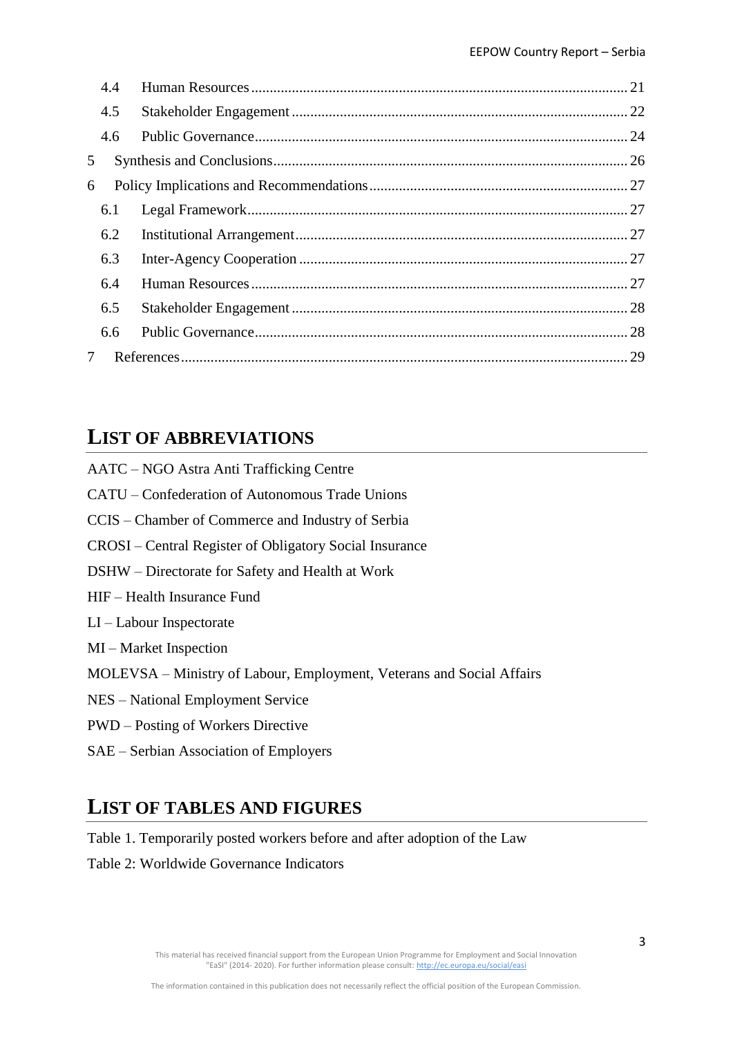4.4 Human Resources ..... 21

4.5 Stakeholder Engagement ..... 22

4.6 Public Governance ..... 24

5 Synthesis and Conclusions ..... 26

6 Policy Implications and Recommendations ..... 27

6.1 Legal Framework ..... 27

6.2 Institutional Arrangement ..... 27

6.3 Inter-Agency Cooperation ..... 27

6.4 Human Resources ..... 27

6.5 Stakeholder Engagement ..... 28

6.6 Public Governance ..... 28

7 References ..... 29

# LIST OF ABBREVIATIONS

AATC – NGO Astra Anti Trafficking Centre

CATU – Confederation of Autonomous Trade Unions

CCIS – Chamber of Commerce and Industry of Serbia

CROSI – Central Register of Obligatory Social Insurance

DSHW – Directorate for Safety and Health at Work

HIF – Health Insurance Fund

LI – Labour Inspectorate

MI – Market Inspection

MOLEVSA – Ministry of Labour, Employment, Veterans and Social Affairs

NES – National Employment Service

PWD – Posting of Workers Directive

SAE – Serbian Association of Employers

# LIST OF TABLES AND FIGURES

Table 1. Temporarily posted workers before and after adoption of the Law

Table 2: Worldwide Governance Indicators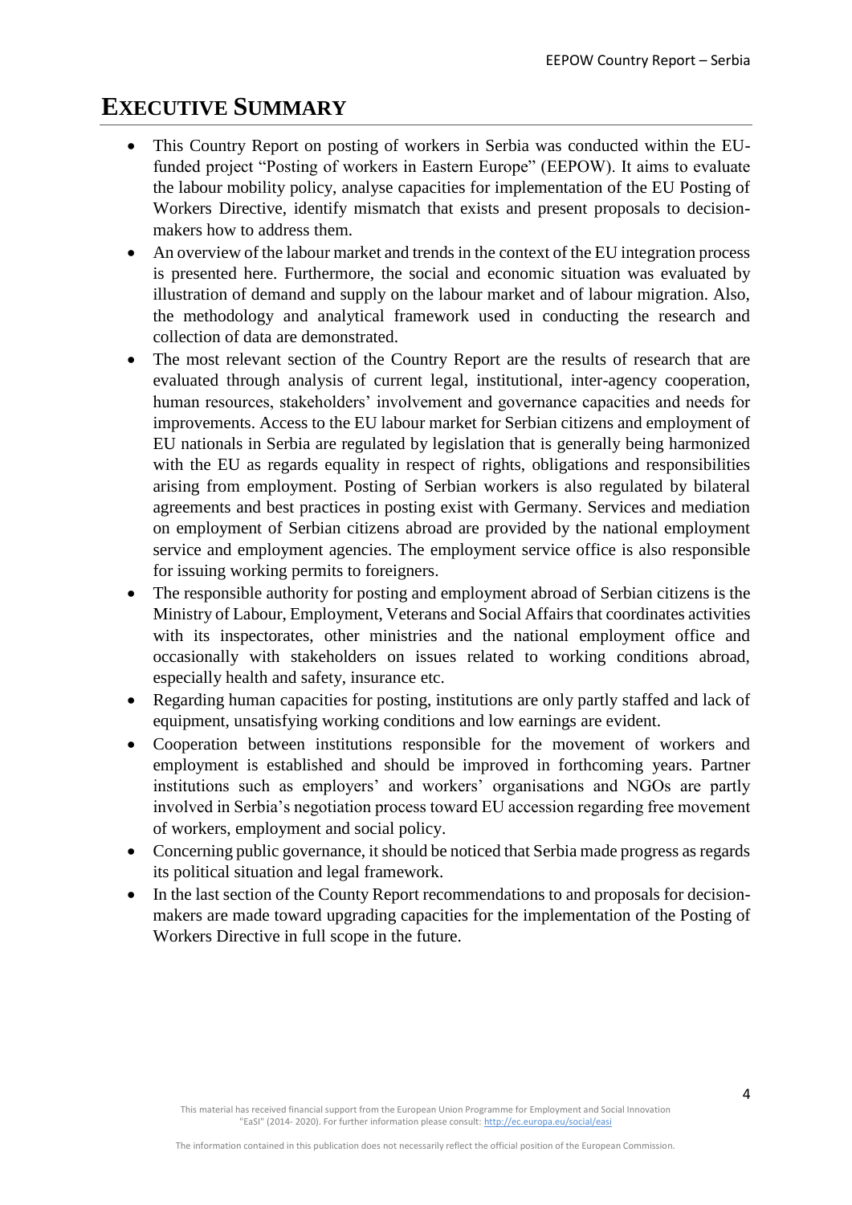# EXECUTIVE SUMMARY

- This Country Report on posting of workers in Serbia was conducted within the EU-funded project "Posting of workers in Eastern Europe" (EEPOW). It aims to evaluate the labour mobility policy, analyse capacities for implementation of the EU Posting of Workers Directive, identify mismatch that exists and present proposals to decision-makers how to address them.
- An overview of the labour market and trends in the context of the EU integration process is presented here. Furthermore, the social and economic situation was evaluated by illustration of demand and supply on the labour market and of labour migration. Also, the methodology and analytical framework used in conducting the research and collection of data are demonstrated.
- The most relevant section of the Country Report are the results of research that are evaluated through analysis of current legal, institutional, inter-agency cooperation, human resources, stakeholders' involvement and governance capacities and needs for improvements. Access to the EU labour market for Serbian citizens and employment of EU nationals in Serbia are regulated by legislation that is generally being harmonized with the EU as regards equality in respect of rights, obligations and responsibilities arising from employment. Posting of Serbian workers is also regulated by bilateral agreements and best practices in posting exist with Germany. Services and mediation on employment of Serbian citizens abroad are provided by the national employment service and employment agencies. The employment service office is also responsible for issuing working permits to foreigners.
- The responsible authority for posting and employment abroad of Serbian citizens is the Ministry of Labour, Employment, Veterans and Social Affairs that coordinates activities with its inspectorates, other ministries and the national employment office and occasionally with stakeholders on issues related to working conditions abroad, especially health and safety, insurance etc.
- Regarding human capacities for posting, institutions are only partly staffed and lack of equipment, unsatisfying working conditions and low earnings are evident.
- Cooperation between institutions responsible for the movement of workers and employment is established and should be improved in forthcoming years. Partner institutions such as employers' and workers' organisations and NGOs are partly involved in Serbia's negotiation process toward EU accession regarding free movement of workers, employment and social policy.
- Concerning public governance, it should be noticed that Serbia made progress as regards its political situation and legal framework.
- In the last section of the County Report recommendations to and proposals for decision-makers are made toward upgrading capacities for the implementation of the Posting of Workers Directive in full scope in the future.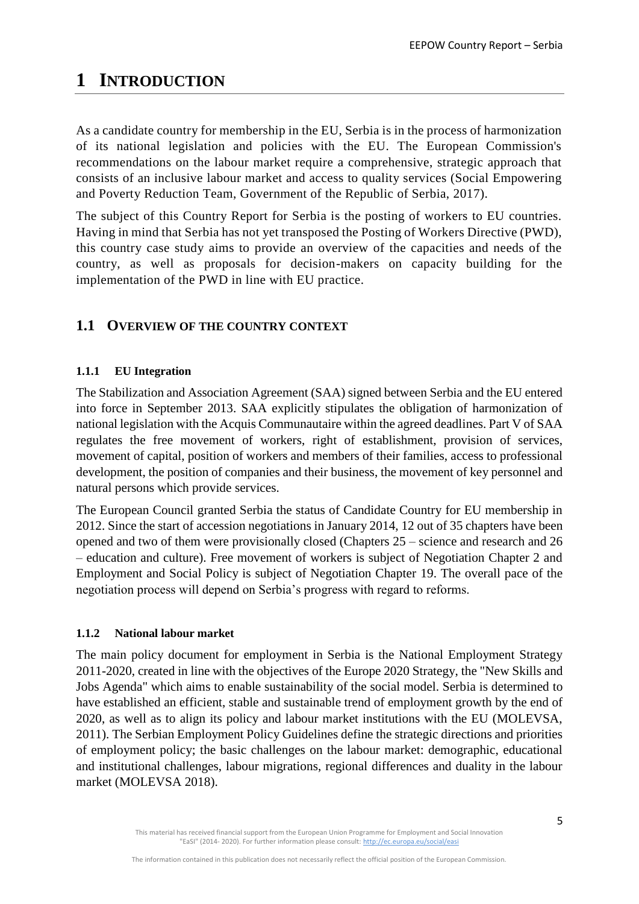# 1 INTRODUCTION

As a candidate country for membership in the EU, Serbia is in the process of harmonization of its national legislation and policies with the EU. The European Commission's recommendations on the labour market require a comprehensive, strategic approach that consists of an inclusive labour market and access to quality services (Social Empowering and Poverty Reduction Team, Government of the Republic of Serbia, 2017).

The subject of this Country Report for Serbia is the posting of workers to EU countries. Having in mind that Serbia has not yet transposed the Posting of Workers Directive (PWD), this country case study aims to provide an overview of the capacities and needs of the country, as well as proposals for decision-makers on capacity building for the implementation of the PWD in line with EU practice.

## 1.1 OVERVIEW OF THE COUNTRY CONTEXT

### 1.1.1 EU Integration

The Stabilization and Association Agreement (SAA) signed between Serbia and the EU entered into force in September 2013. SAA explicitly stipulates the obligation of harmonization of national legislation with the Acquis Communautaire within the agreed deadlines. Part V of SAA regulates the free movement of workers, right of establishment, provision of services, movement of capital, position of workers and members of their families, access to professional development, the position of companies and their business, the movement of key personnel and natural persons which provide services.

The European Council granted Serbia the status of Candidate Country for EU membership in 2012. Since the start of accession negotiations in January 2014, 12 out of 35 chapters have been opened and two of them were provisionally closed (Chapters 25 – science and research and 26 – education and culture). Free movement of workers is subject of Negotiation Chapter 2 and Employment and Social Policy is subject of Negotiation Chapter 19. The overall pace of the negotiation process will depend on Serbia's progress with regard to reforms.

### 1.1.2 National labour market

The main policy document for employment in Serbia is the National Employment Strategy 2011-2020, created in line with the objectives of the Europe 2020 Strategy, the "New Skills and Jobs Agenda" which aims to enable sustainability of the social model. Serbia is determined to have established an efficient, stable and sustainable trend of employment growth by the end of 2020, as well as to align its policy and labour market institutions with the EU (MOLEVSA, 2011). The Serbian Employment Policy Guidelines define the strategic directions and priorities of employment policy; the basic challenges on the labour market: demographic, educational and institutional challenges, labour migrations, regional differences and duality in the labour market (MOLEVSA 2018).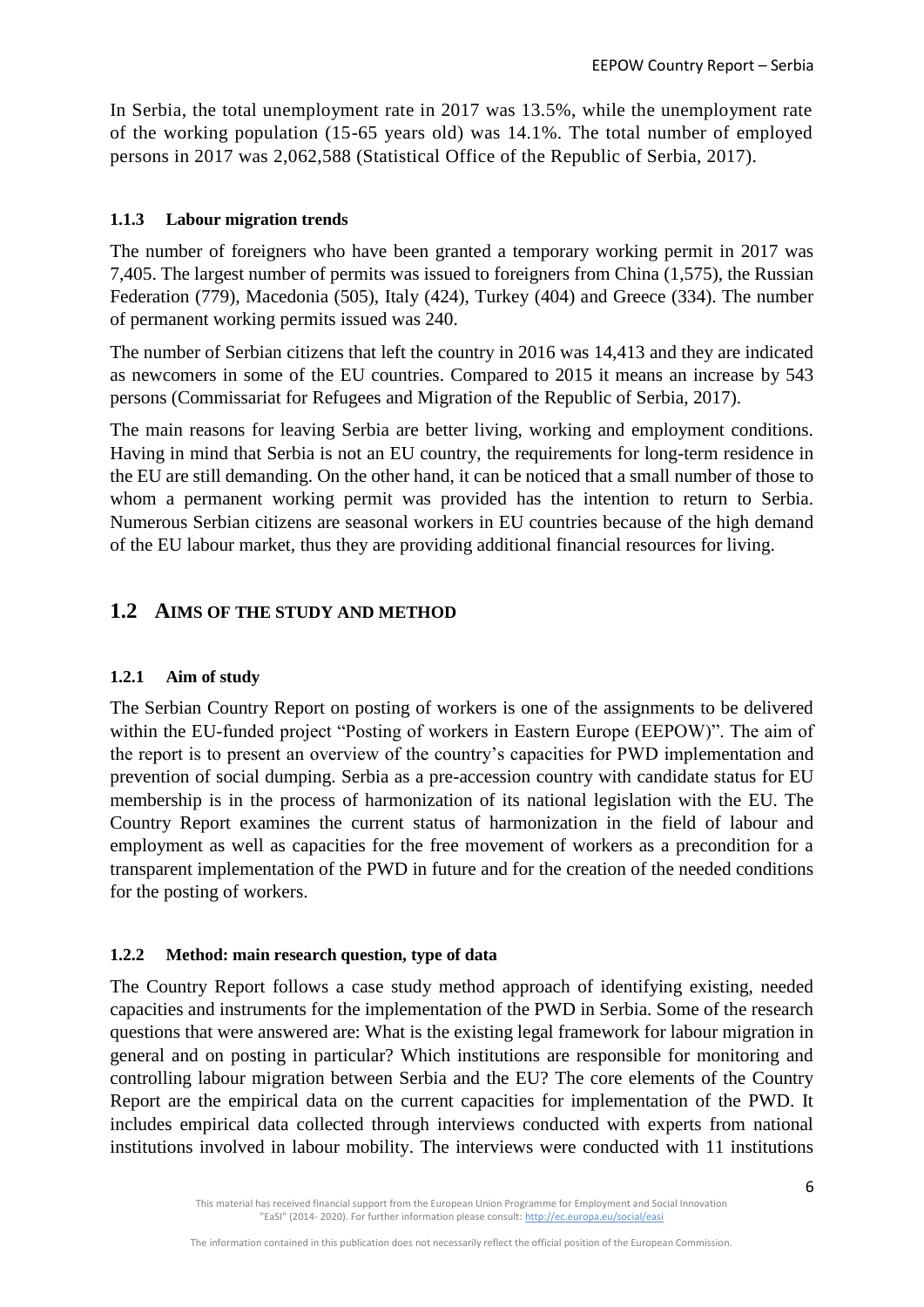In Serbia, the total unemployment rate in 2017 was 13.5%, while the unemployment rate of the working population (15-65 years old) was 14.1%. The total number of employed persons in 2017 was 2,062,588 (Statistical Office of the Republic of Serbia, 2017).

#### 1.1.3 Labour migration trends

The number of foreigners who have been granted a temporary working permit in 2017 was 7,405. The largest number of permits was issued to foreigners from China (1,575), the Russian Federation (779), Macedonia (505), Italy (424), Turkey (404) and Greece (334). The number of permanent working permits issued was 240.

The number of Serbian citizens that left the country in 2016 was 14,413 and they are indicated as newcomers in some of the EU countries. Compared to 2015 it means an increase by 543 persons (Commissariat for Refugees and Migration of the Republic of Serbia, 2017).

The main reasons for leaving Serbia are better living, working and employment conditions. Having in mind that Serbia is not an EU country, the requirements for long-term residence in the EU are still demanding. On the other hand, it can be noticed that a small number of those to whom a permanent working permit was provided has the intention to return to Serbia. Numerous Serbian citizens are seasonal workers in EU countries because of the high demand of the EU labour market, thus they are providing additional financial resources for living.

## 1.2 AIMS OF THE STUDY AND METHOD

#### 1.2.1 Aim of study

The Serbian Country Report on posting of workers is one of the assignments to be delivered within the EU-funded project "Posting of workers in Eastern Europe (EEPOW)". The aim of the report is to present an overview of the country's capacities for PWD implementation and prevention of social dumping. Serbia as a pre-accession country with candidate status for EU membership is in the process of harmonization of its national legislation with the EU. The Country Report examines the current status of harmonization in the field of labour and employment as well as capacities for the free movement of workers as a precondition for a transparent implementation of the PWD in future and for the creation of the needed conditions for the posting of workers.

#### 1.2.2 Method: main research question, type of data

The Country Report follows a case study method approach of identifying existing, needed capacities and instruments for the implementation of the PWD in Serbia. Some of the research questions that were answered are: What is the existing legal framework for labour migration in general and on posting in particular? Which institutions are responsible for monitoring and controlling labour migration between Serbia and the EU? The core elements of the Country Report are the empirical data on the current capacities for implementation of the PWD. It includes empirical data collected through interviews conducted with experts from national institutions involved in labour mobility. The interviews were conducted with 11 institutions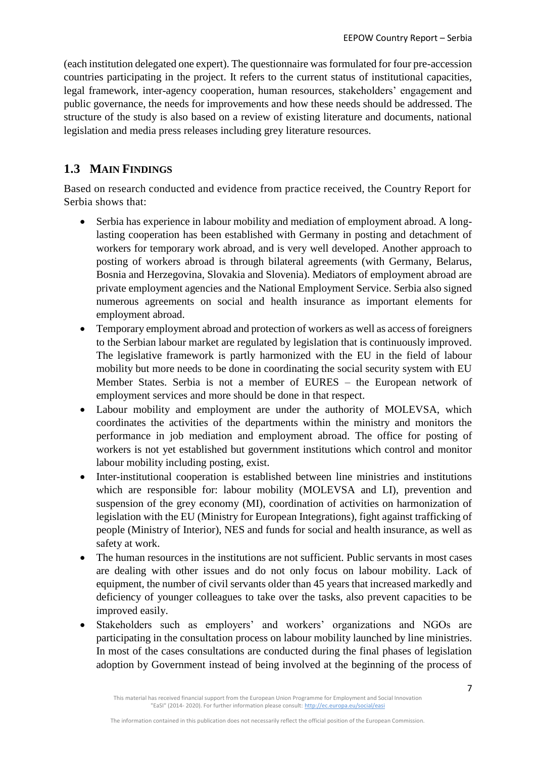(each institution delegated one expert). The questionnaire was formulated for four pre-accession countries participating in the project. It refers to the current status of institutional capacities, legal framework, inter-agency cooperation, human resources, stakeholders' engagement and public governance, the needs for improvements and how these needs should be addressed. The structure of the study is also based on a review of existing literature and documents, national legislation and media press releases including grey literature resources.

## 1.3 MAIN FINDINGS

Based on research conducted and evidence from practice received, the Country Report for Serbia shows that:

- Serbia has experience in labour mobility and mediation of employment abroad. A long-lasting cooperation has been established with Germany in posting and detachment of workers for temporary work abroad, and is very well developed. Another approach to posting of workers abroad is through bilateral agreements (with Germany, Belarus, Bosnia and Herzegovina, Slovakia and Slovenia). Mediators of employment abroad are private employment agencies and the National Employment Service. Serbia also signed numerous agreements on social and health insurance as important elements for employment abroad.
- Temporary employment abroad and protection of workers as well as access of foreigners to the Serbian labour market are regulated by legislation that is continuously improved. The legislative framework is partly harmonized with the EU in the field of labour mobility but more needs to be done in coordinating the social security system with EU Member States. Serbia is not a member of EURES – the European network of employment services and more should be done in that respect.
- Labour mobility and employment are under the authority of MOLEVSA, which coordinates the activities of the departments within the ministry and monitors the performance in job mediation and employment abroad. The office for posting of workers is not yet established but government institutions which control and monitor labour mobility including posting, exist.
- Inter-institutional cooperation is established between line ministries and institutions which are responsible for: labour mobility (MOLEVSA and LI), prevention and suspension of the grey economy (MI), coordination of activities on harmonization of legislation with the EU (Ministry for European Integrations), fight against trafficking of people (Ministry of Interior), NES and funds for social and health insurance, as well as safety at work.
- The human resources in the institutions are not sufficient. Public servants in most cases are dealing with other issues and do not only focus on labour mobility. Lack of equipment, the number of civil servants older than 45 years that increased markedly and deficiency of younger colleagues to take over the tasks, also prevent capacities to be improved easily.
- Stakeholders such as employers' and workers' organizations and NGOs are participating in the consultation process on labour mobility launched by line ministries. In most of the cases consultations are conducted during the final phases of legislation adoption by Government instead of being involved at the beginning of the process of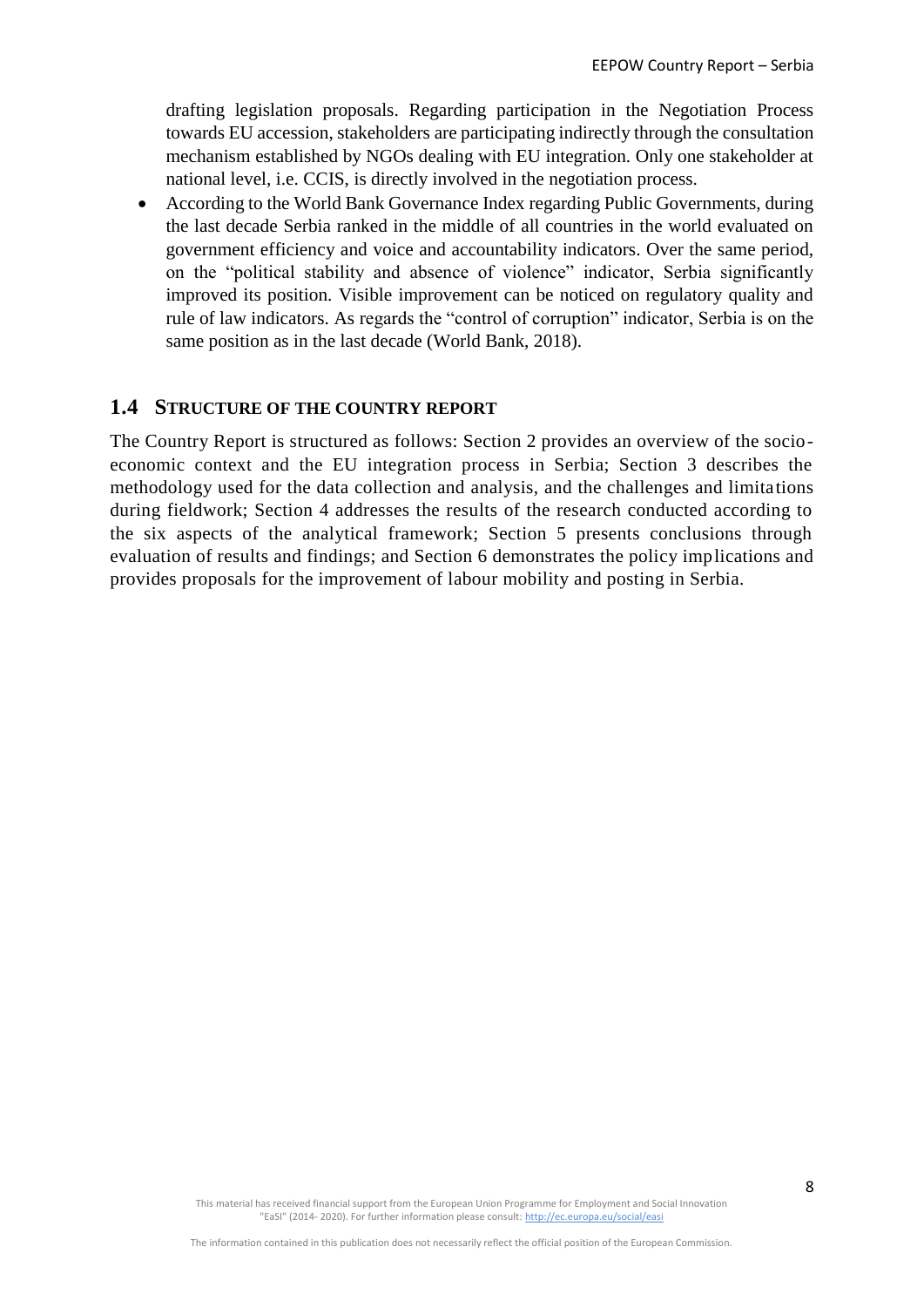drafting legislation proposals. Regarding participation in the Negotiation Process towards EU accession, stakeholders are participating indirectly through the consultation mechanism established by NGOs dealing with EU integration. Only one stakeholder at national level, i.e. CCIS, is directly involved in the negotiation process.

- According to the World Bank Governance Index regarding Public Governments, during the last decade Serbia ranked in the middle of all countries in the world evaluated on government efficiency and voice and accountability indicators. Over the same period, on the "political stability and absence of violence" indicator, Serbia significantly improved its position. Visible improvement can be noticed on regulatory quality and rule of law indicators. As regards the "control of corruption" indicator, Serbia is on the same position as in the last decade (World Bank, 2018).

## 1.4 STRUCTURE OF THE COUNTRY REPORT

The Country Report is structured as follows: Section 2 provides an overview of the socio-economic context and the EU integration process in Serbia; Section 3 describes the methodology used for the data collection and analysis, and the challenges and limitations during fieldwork; Section 4 addresses the results of the research conducted according to the six aspects of the analytical framework; Section 5 presents conclusions through evaluation of results and findings; and Section 6 demonstrates the policy implications and provides proposals for the improvement of labour mobility and posting in Serbia.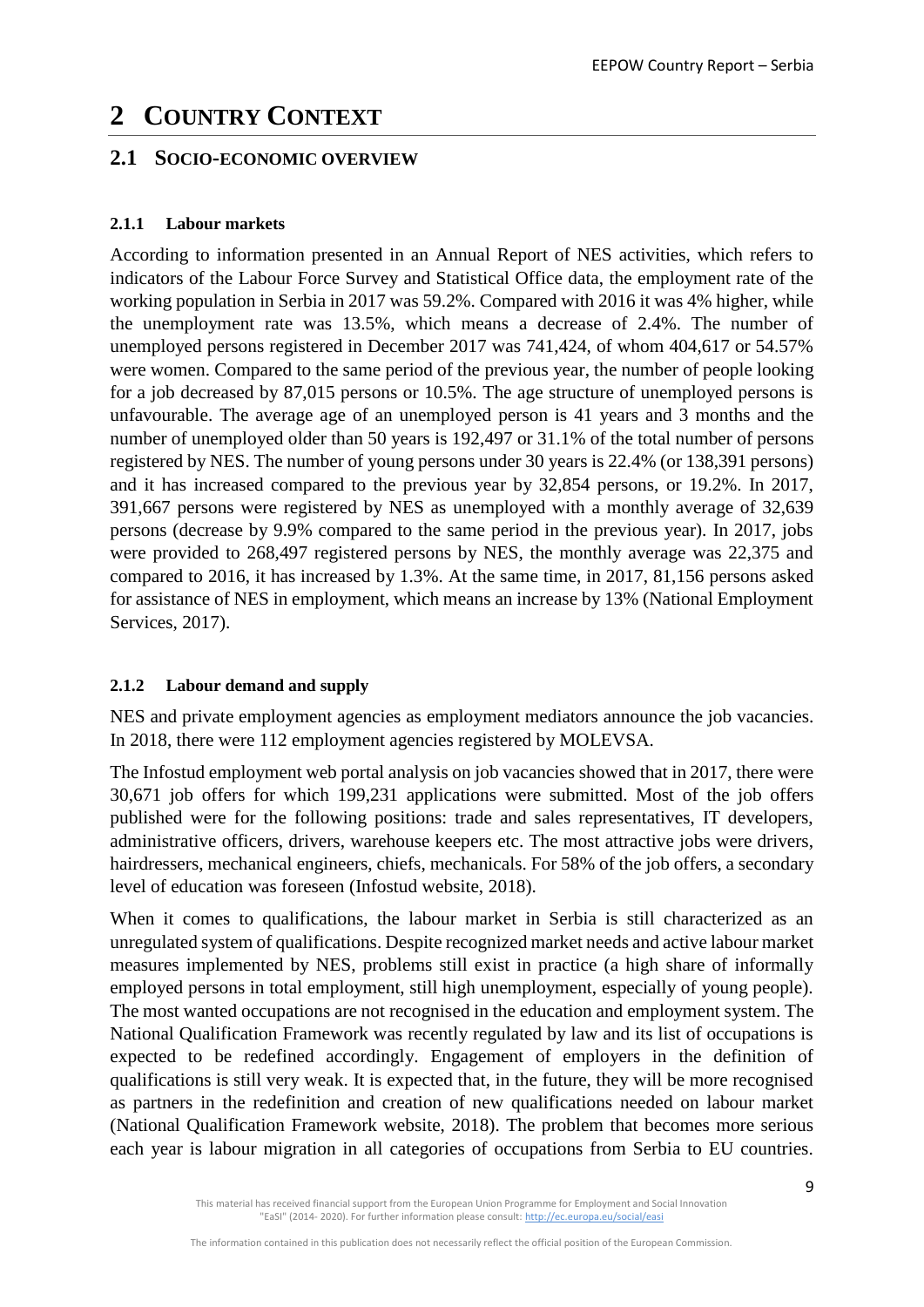# 2 COUNTRY CONTEXT

## 2.1 SOCIO-ECONOMIC OVERVIEW

### 2.1.1 Labour markets

According to information presented in an Annual Report of NES activities, which refers to indicators of the Labour Force Survey and Statistical Office data, the employment rate of the working population in Serbia in 2017 was 59.2%. Compared with 2016 it was 4% higher, while the unemployment rate was 13.5%, which means a decrease of 2.4%. The number of unemployed persons registered in December 2017 was 741,424, of whom 404,617 or 54.57% were women. Compared to the same period of the previous year, the number of people looking for a job decreased by 87,015 persons or 10.5%. The age structure of unemployed persons is unfavourable. The average age of an unemployed person is 41 years and 3 months and the number of unemployed older than 50 years is 192,497 or 31.1% of the total number of persons registered by NES. The number of young persons under 30 years is 22.4% (or 138,391 persons) and it has increased compared to the previous year by 32,854 persons, or 19.2%. In 2017, 391,667 persons were registered by NES as unemployed with a monthly average of 32,639 persons (decrease by 9.9% compared to the same period in the previous year). In 2017, jobs were provided to 268,497 registered persons by NES, the monthly average was 22,375 and compared to 2016, it has increased by 1.3%. At the same time, in 2017, 81,156 persons asked for assistance of NES in employment, which means an increase by 13% (National Employment Services, 2017).

### 2.1.2 Labour demand and supply

NES and private employment agencies as employment mediators announce the job vacancies. In 2018, there were 112 employment agencies registered by MOLEVSA.

The Infostud employment web portal analysis on job vacancies showed that in 2017, there were 30,671 job offers for which 199,231 applications were submitted. Most of the job offers published were for the following positions: trade and sales representatives, IT developers, administrative officers, drivers, warehouse keepers etc. The most attractive jobs were drivers, hairdressers, mechanical engineers, chiefs, mechanicals. For 58% of the job offers, a secondary level of education was foreseen (Infostud website, 2018).

When it comes to qualifications, the labour market in Serbia is still characterized as an unregulated system of qualifications. Despite recognized market needs and active labour market measures implemented by NES, problems still exist in practice (a high share of informally employed persons in total employment, still high unemployment, especially of young people). The most wanted occupations are not recognised in the education and employment system. The National Qualification Framework was recently regulated by law and its list of occupations is expected to be redefined accordingly. Engagement of employers in the definition of qualifications is still very weak. It is expected that, in the future, they will be more recognised as partners in the redefinition and creation of new qualifications needed on labour market (National Qualification Framework website, 2018). The problem that becomes more serious each year is labour migration in all categories of occupations from Serbia to EU countries.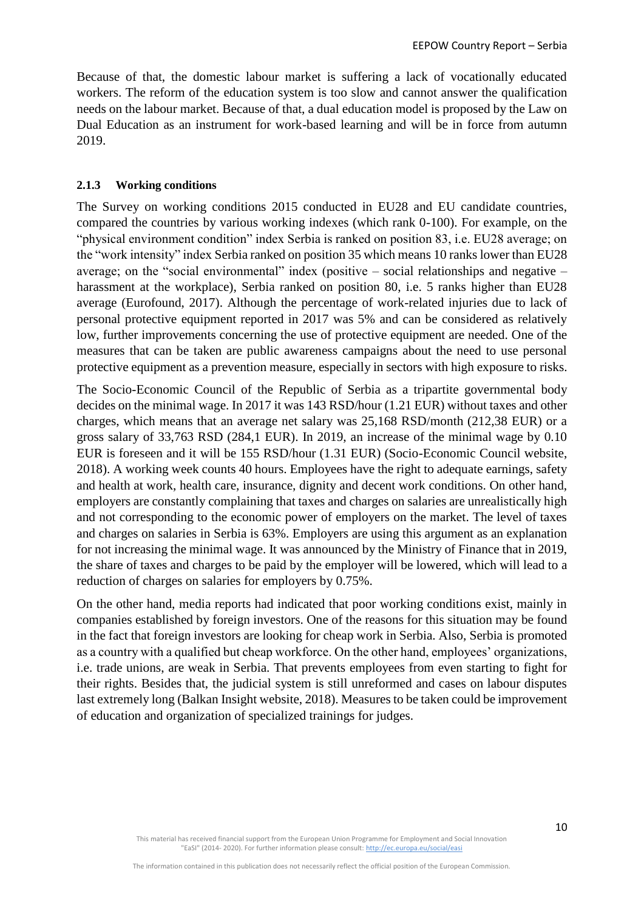Because of that, the domestic labour market is suffering a lack of vocationally educated workers. The reform of the education system is too slow and cannot answer the qualification needs on the labour market. Because of that, a dual education model is proposed by the Law on Dual Education as an instrument for work-based learning and will be in force from autumn 2019.

### 2.1.3 Working conditions

The Survey on working conditions 2015 conducted in EU28 and EU candidate countries, compared the countries by various working indexes (which rank 0-100). For example, on the "physical environment condition" index Serbia is ranked on position 83, i.e. EU28 average; on the "work intensity" index Serbia ranked on position 35 which means 10 ranks lower than EU28 average; on the "social environmental" index (positive – social relationships and negative – harassment at the workplace), Serbia ranked on position 80, i.e. 5 ranks higher than EU28 average (Eurofound, 2017). Although the percentage of work-related injuries due to lack of personal protective equipment reported in 2017 was 5% and can be considered as relatively low, further improvements concerning the use of protective equipment are needed. One of the measures that can be taken are public awareness campaigns about the need to use personal protective equipment as a prevention measure, especially in sectors with high exposure to risks.

The Socio-Economic Council of the Republic of Serbia as a tripartite governmental body decides on the minimal wage. In 2017 it was 143 RSD/hour (1.21 EUR) without taxes and other charges, which means that an average net salary was 25,168 RSD/month (212,38 EUR) or a gross salary of 33,763 RSD (284,1 EUR). In 2019, an increase of the minimal wage by 0.10 EUR is foreseen and it will be 155 RSD/hour (1.31 EUR) (Socio-Economic Council website, 2018). A working week counts 40 hours. Employees have the right to adequate earnings, safety and health at work, health care, insurance, dignity and decent work conditions. On other hand, employers are constantly complaining that taxes and charges on salaries are unrealistically high and not corresponding to the economic power of employers on the market. The level of taxes and charges on salaries in Serbia is 63%. Employers are using this argument as an explanation for not increasing the minimal wage. It was announced by the Ministry of Finance that in 2019, the share of taxes and charges to be paid by the employer will be lowered, which will lead to a reduction of charges on salaries for employers by 0.75%.

On the other hand, media reports had indicated that poor working conditions exist, mainly in companies established by foreign investors. One of the reasons for this situation may be found in the fact that foreign investors are looking for cheap work in Serbia. Also, Serbia is promoted as a country with a qualified but cheap workforce. On the other hand, employees' organizations, i.e. trade unions, are weak in Serbia. That prevents employees from even starting to fight for their rights. Besides that, the judicial system is still unreformed and cases on labour disputes last extremely long (Balkan Insight website, 2018). Measures to be taken could be improvement of education and organization of specialized trainings for judges.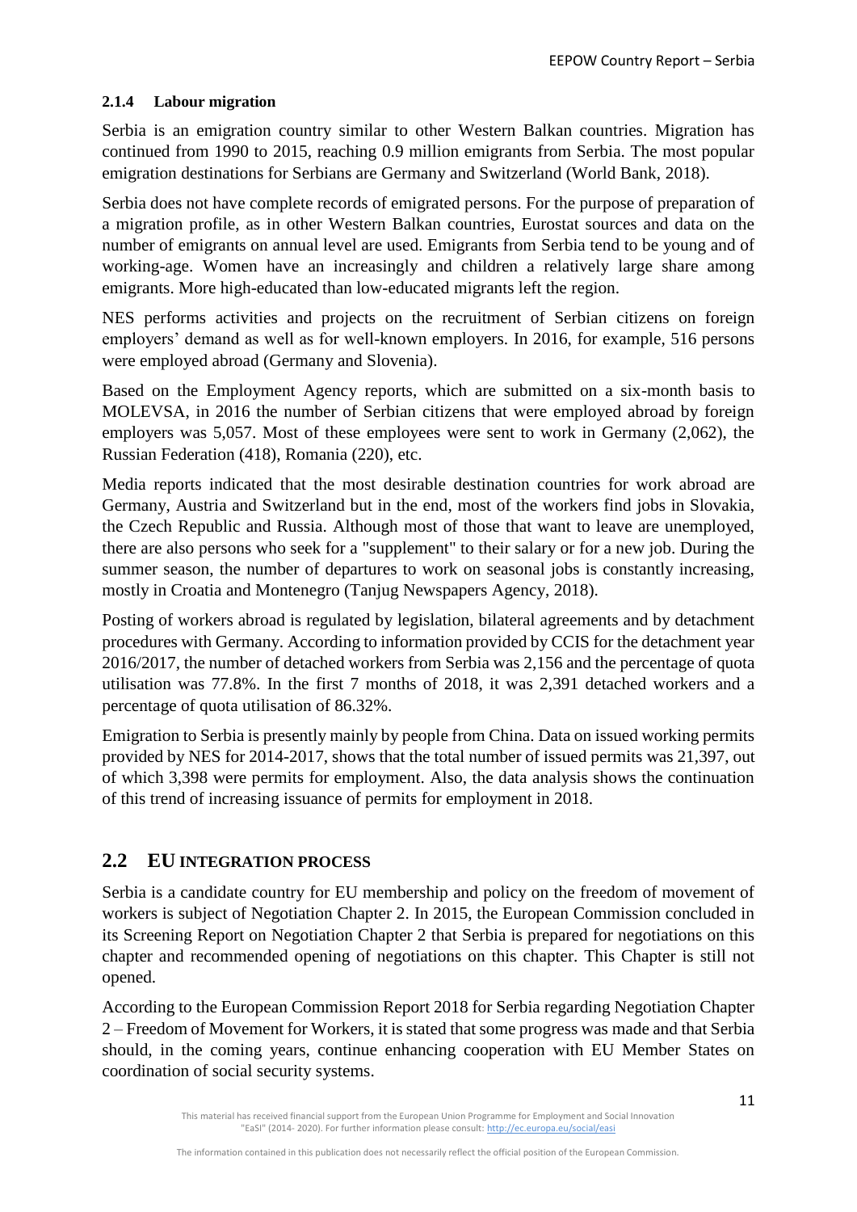### 2.1.4 Labour migration

Serbia is an emigration country similar to other Western Balkan countries. Migration has continued from 1990 to 2015, reaching 0.9 million emigrants from Serbia. The most popular emigration destinations for Serbians are Germany and Switzerland (World Bank, 2018).

Serbia does not have complete records of emigrated persons. For the purpose of preparation of a migration profile, as in other Western Balkan countries, Eurostat sources and data on the number of emigrants on annual level are used. Emigrants from Serbia tend to be young and of working-age. Women have an increasingly and children a relatively large share among emigrants. More high-educated than low-educated migrants left the region.

NES performs activities and projects on the recruitment of Serbian citizens on foreign employers' demand as well as for well-known employers. In 2016, for example, 516 persons were employed abroad (Germany and Slovenia).

Based on the Employment Agency reports, which are submitted on a six-month basis to MOLEVSA, in 2016 the number of Serbian citizens that were employed abroad by foreign employers was 5,057. Most of these employees were sent to work in Germany (2,062), the Russian Federation (418), Romania (220), etc.

Media reports indicated that the most desirable destination countries for work abroad are Germany, Austria and Switzerland but in the end, most of the workers find jobs in Slovakia, the Czech Republic and Russia. Although most of those that want to leave are unemployed, there are also persons who seek for a "supplement" to their salary or for a new job. During the summer season, the number of departures to work on seasonal jobs is constantly increasing, mostly in Croatia and Montenegro (Tanjug Newspapers Agency, 2018).

Posting of workers abroad is regulated by legislation, bilateral agreements and by detachment procedures with Germany. According to information provided by CCIS for the detachment year 2016/2017, the number of detached workers from Serbia was 2,156 and the percentage of quota utilisation was 77.8%. In the first 7 months of 2018, it was 2,391 detached workers and a percentage of quota utilisation of 86.32%.

Emigration to Serbia is presently mainly by people from China. Data on issued working permits provided by NES for 2014-2017, shows that the total number of issued permits was 21,397, out of which 3,398 were permits for employment. Also, the data analysis shows the continuation of this trend of increasing issuance of permits for employment in 2018.

## 2.2 EU INTEGRATION PROCESS

Serbia is a candidate country for EU membership and policy on the freedom of movement of workers is subject of Negotiation Chapter 2. In 2015, the European Commission concluded in its Screening Report on Negotiation Chapter 2 that Serbia is prepared for negotiations on this chapter and recommended opening of negotiations on this chapter. This Chapter is still not opened.

According to the European Commission Report 2018 for Serbia regarding Negotiation Chapter 2 – Freedom of Movement for Workers, it is stated that some progress was made and that Serbia should, in the coming years, continue enhancing cooperation with EU Member States on coordination of social security systems.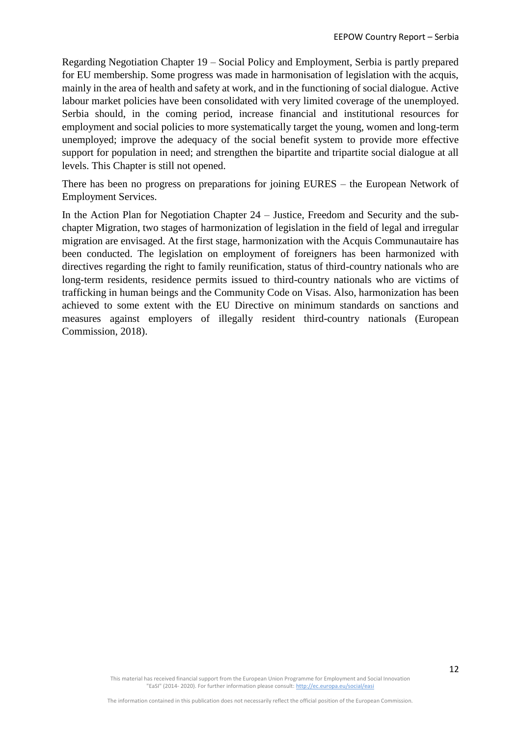Regarding Negotiation Chapter 19 – Social Policy and Employment, Serbia is partly prepared for EU membership. Some progress was made in harmonisation of legislation with the acquis, mainly in the area of health and safety at work, and in the functioning of social dialogue. Active labour market policies have been consolidated with very limited coverage of the unemployed. Serbia should, in the coming period, increase financial and institutional resources for employment and social policies to more systematically target the young, women and long-term unemployed; improve the adequacy of the social benefit system to provide more effective support for population in need; and strengthen the bipartite and tripartite social dialogue at all levels. This Chapter is still not opened.

There has been no progress on preparations for joining EURES – the European Network of Employment Services.

In the Action Plan for Negotiation Chapter 24 – Justice, Freedom and Security and the sub-chapter Migration, two stages of harmonization of legislation in the field of legal and irregular migration are envisaged. At the first stage, harmonization with the Acquis Communautaire has been conducted. The legislation on employment of foreigners has been harmonized with directives regarding the right to family reunification, status of third-country nationals who are long-term residents, residence permits issued to third-country nationals who are victims of trafficking in human beings and the Community Code on Visas. Also, harmonization has been achieved to some extent with the EU Directive on minimum standards on sanctions and measures against employers of illegally resident third-country nationals (European Commission, 2018).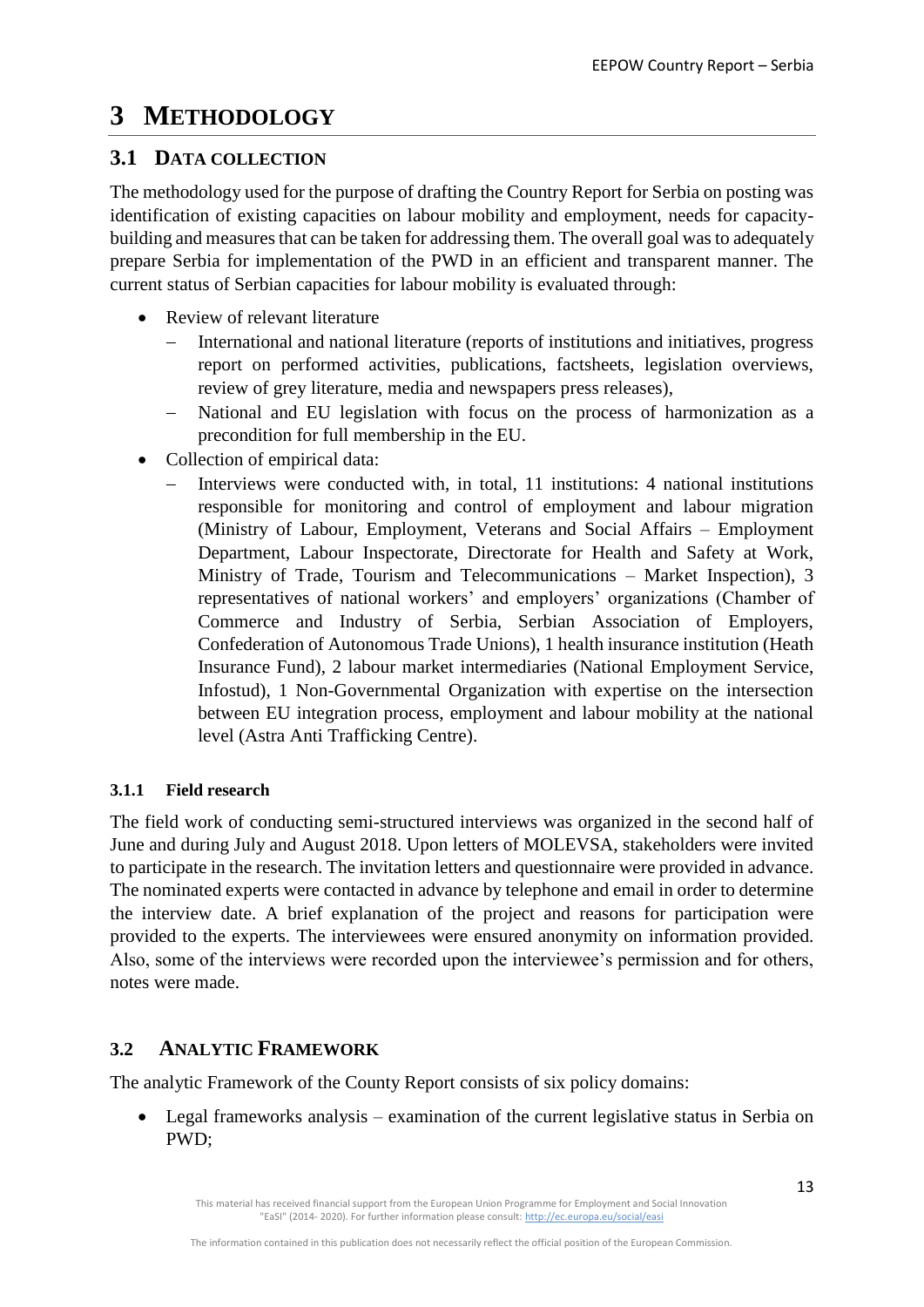# 3 METHODOLOGY

## 3.1 DATA COLLECTION

The methodology used for the purpose of drafting the Country Report for Serbia on posting was identification of existing capacities on labour mobility and employment, needs for capacity-building and measures that can be taken for addressing them. The overall goal was to adequately prepare Serbia for implementation of the PWD in an efficient and transparent manner. The current status of Serbian capacities for labour mobility is evaluated through:

- Review of relevant literature
  - International and national literature (reports of institutions and initiatives, progress report on performed activities, publications, factsheets, legislation overviews, review of grey literature, media and newspapers press releases),
  - National and EU legislation with focus on the process of harmonization as a precondition for full membership in the EU.
- Collection of empirical data:
  - Interviews were conducted with, in total, 11 institutions: 4 national institutions responsible for monitoring and control of employment and labour migration (Ministry of Labour, Employment, Veterans and Social Affairs – Employment Department, Labour Inspectorate, Directorate for Health and Safety at Work, Ministry of Trade, Tourism and Telecommunications – Market Inspection), 3 representatives of national workers' and employers' organizations (Chamber of Commerce and Industry of Serbia, Serbian Association of Employers, Confederation of Autonomous Trade Unions), 1 health insurance institution (Heath Insurance Fund), 2 labour market intermediaries (National Employment Service, Infostud), 1 Non-Governmental Organization with expertise on the intersection between EU integration process, employment and labour mobility at the national level (Astra Anti Trafficking Centre).

### 3.1.1 Field research

The field work of conducting semi-structured interviews was organized in the second half of June and during July and August 2018. Upon letters of MOLEVSA, stakeholders were invited to participate in the research. The invitation letters and questionnaire were provided in advance. The nominated experts were contacted in advance by telephone and email in order to determine the interview date. A brief explanation of the project and reasons for participation were provided to the experts. The interviewees were ensured anonymity on information provided. Also, some of the interviews were recorded upon the interviewee's permission and for others, notes were made.

## 3.2 ANALYTIC FRAMEWORK

The analytic Framework of the County Report consists of six policy domains:

- Legal frameworks analysis – examination of the current legislative status in Serbia on PWD;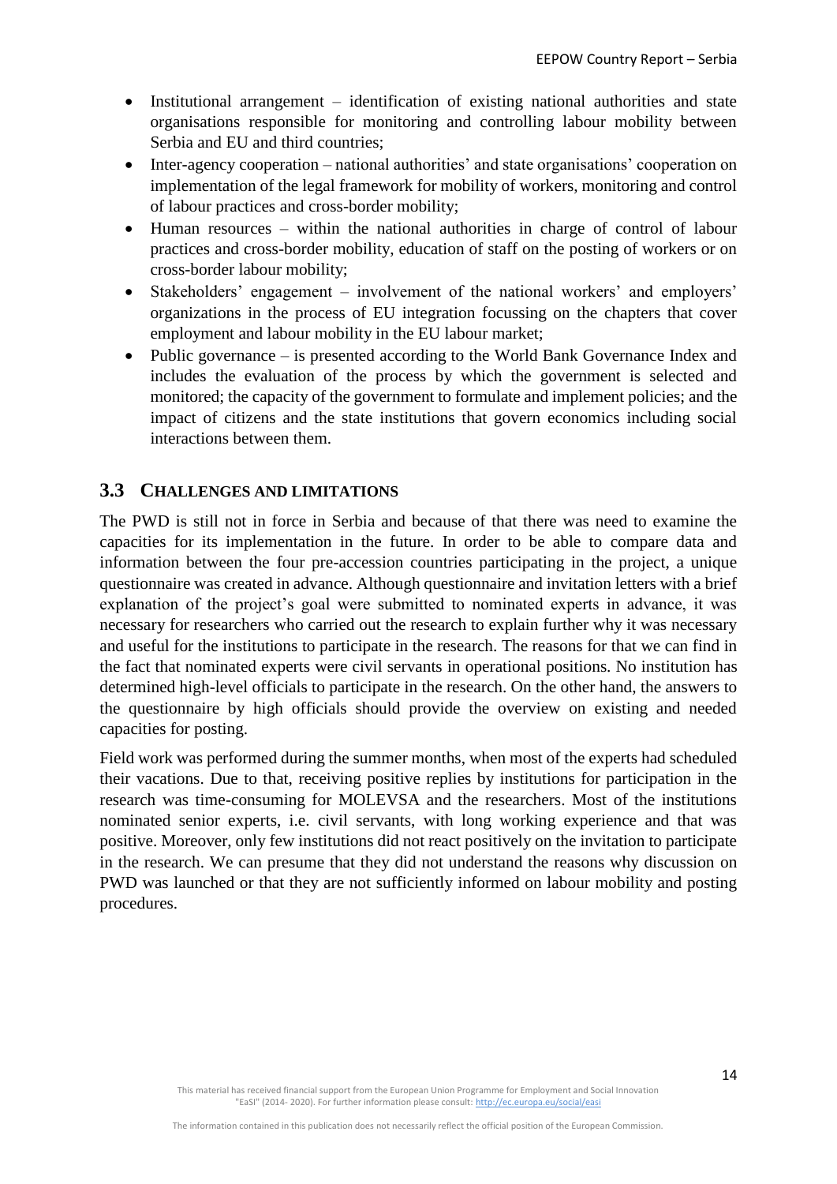- Institutional arrangement – identification of existing national authorities and state organisations responsible for monitoring and controlling labour mobility between Serbia and EU and third countries;
- Inter-agency cooperation – national authorities' and state organisations' cooperation on implementation of the legal framework for mobility of workers, monitoring and control of labour practices and cross-border mobility;
- Human resources – within the national authorities in charge of control of labour practices and cross-border mobility, education of staff on the posting of workers or on cross-border labour mobility;
- Stakeholders' engagement – involvement of the national workers' and employers' organizations in the process of EU integration focussing on the chapters that cover employment and labour mobility in the EU labour market;
- Public governance – is presented according to the World Bank Governance Index and includes the evaluation of the process by which the government is selected and monitored; the capacity of the government to formulate and implement policies; and the impact of citizens and the state institutions that govern economics including social interactions between them.

## 3.3 CHALLENGES AND LIMITATIONS

The PWD is still not in force in Serbia and because of that there was need to examine the capacities for its implementation in the future. In order to be able to compare data and information between the four pre-accession countries participating in the project, a unique questionnaire was created in advance. Although questionnaire and invitation letters with a brief explanation of the project's goal were submitted to nominated experts in advance, it was necessary for researchers who carried out the research to explain further why it was necessary and useful for the institutions to participate in the research. The reasons for that we can find in the fact that nominated experts were civil servants in operational positions. No institution has determined high-level officials to participate in the research. On the other hand, the answers to the questionnaire by high officials should provide the overview on existing and needed capacities for posting.

Field work was performed during the summer months, when most of the experts had scheduled their vacations. Due to that, receiving positive replies by institutions for participation in the research was time-consuming for MOLEVSA and the researchers. Most of the institutions nominated senior experts, i.e. civil servants, with long working experience and that was positive. Moreover, only few institutions did not react positively on the invitation to participate in the research. We can presume that they did not understand the reasons why discussion on PWD was launched or that they are not sufficiently informed on labour mobility and posting procedures.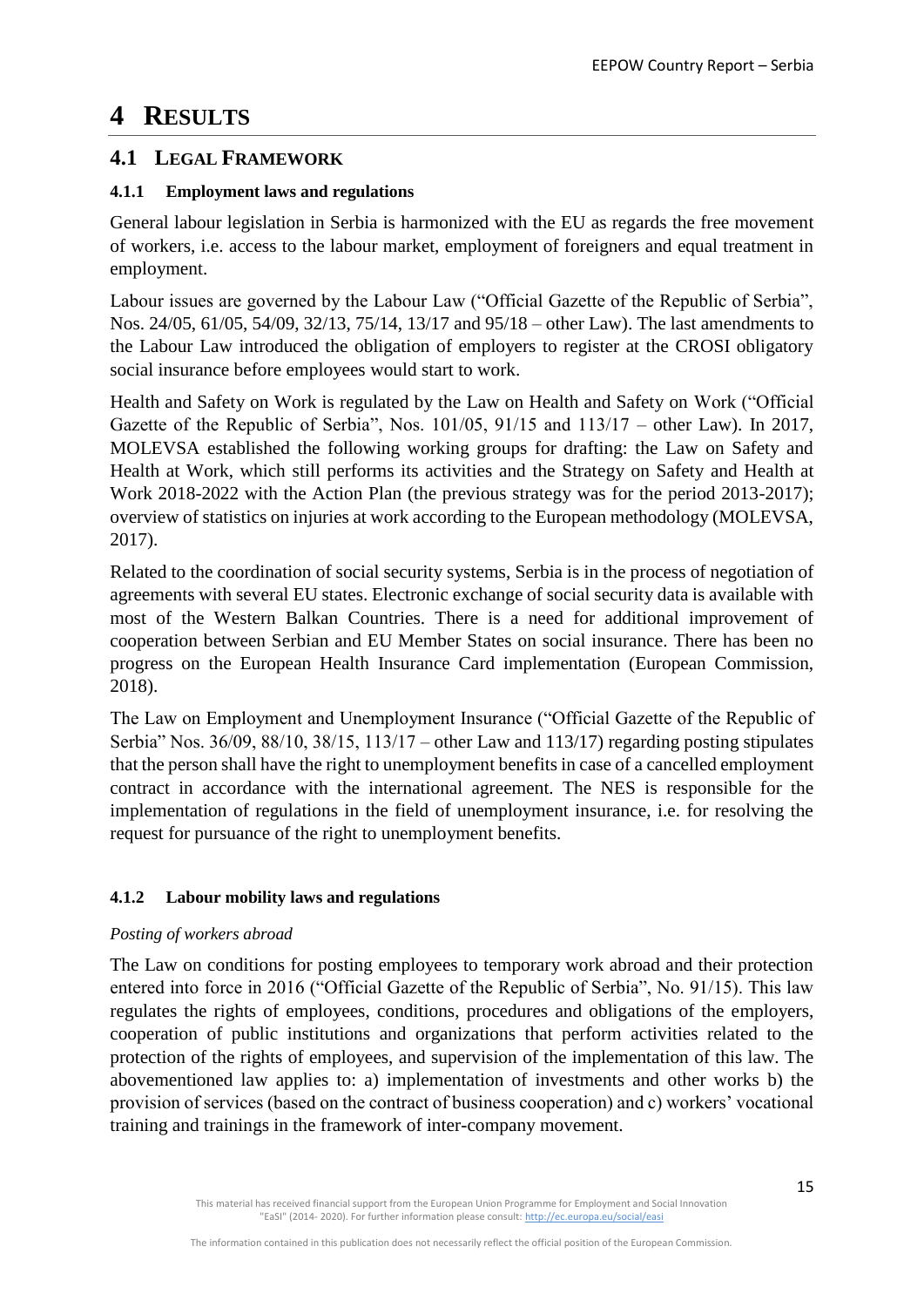# 4 RESULTS

## 4.1 LEGAL FRAMEWORK

### 4.1.1 Employment laws and regulations

General labour legislation in Serbia is harmonized with the EU as regards the free movement of workers, i.e. access to the labour market, employment of foreigners and equal treatment in employment.

Labour issues are governed by the Labour Law ("Official Gazette of the Republic of Serbia", Nos. 24/05, 61/05, 54/09, 32/13, 75/14, 13/17 and 95/18 – other Law). The last amendments to the Labour Law introduced the obligation of employers to register at the CROSI obligatory social insurance before employees would start to work.

Health and Safety on Work is regulated by the Law on Health and Safety on Work ("Official Gazette of the Republic of Serbia", Nos. 101/05, 91/15 and 113/17 – other Law). In 2017, MOLEVSA established the following working groups for drafting: the Law on Safety and Health at Work, which still performs its activities and the Strategy on Safety and Health at Work 2018-2022 with the Action Plan (the previous strategy was for the period 2013-2017); overview of statistics on injuries at work according to the European methodology (MOLEVSA, 2017).

Related to the coordination of social security systems, Serbia is in the process of negotiation of agreements with several EU states. Electronic exchange of social security data is available with most of the Western Balkan Countries. There is a need for additional improvement of cooperation between Serbian and EU Member States on social insurance. There has been no progress on the European Health Insurance Card implementation (European Commission, 2018).

The Law on Employment and Unemployment Insurance ("Official Gazette of the Republic of Serbia" Nos. 36/09, 88/10, 38/15, 113/17 – other Law and 113/17) regarding posting stipulates that the person shall have the right to unemployment benefits in case of a cancelled employment contract in accordance with the international agreement. The NES is responsible for the implementation of regulations in the field of unemployment insurance, i.e. for resolving the request for pursuance of the right to unemployment benefits.

### 4.1.2 Labour mobility laws and regulations

*Posting of workers abroad*

The Law on conditions for posting employees to temporary work abroad and their protection entered into force in 2016 ("Official Gazette of the Republic of Serbia", No. 91/15). This law regulates the rights of employees, conditions, procedures and obligations of the employers, cooperation of public institutions and organizations that perform activities related to the protection of the rights of employees, and supervision of the implementation of this law. The abovementioned law applies to: a) implementation of investments and other works b) the provision of services (based on the contract of business cooperation) and c) workers' vocational training and trainings in the framework of inter-company movement.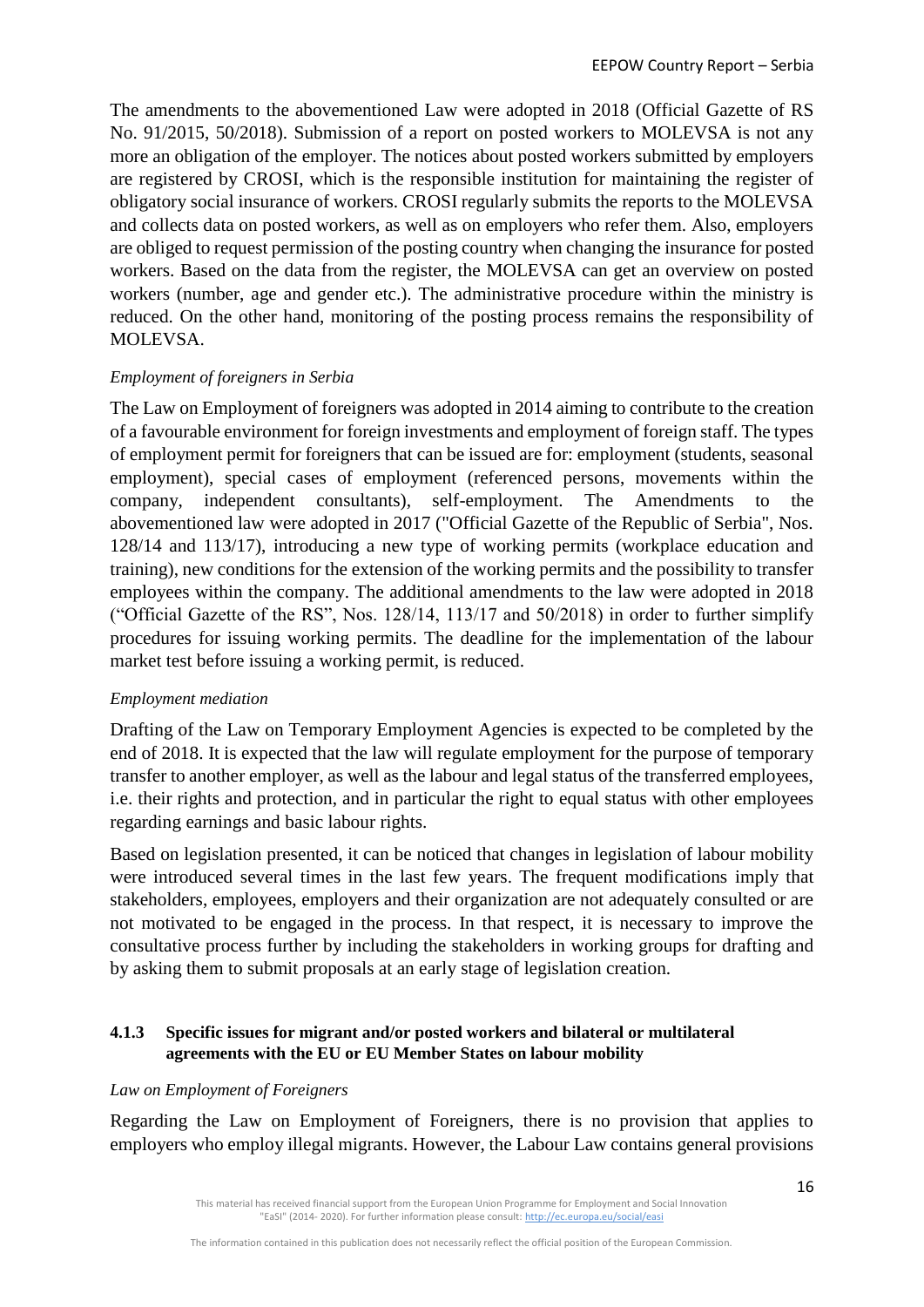The amendments to the abovementioned Law were adopted in 2018 (Official Gazette of RS No. 91/2015, 50/2018). Submission of a report on posted workers to MOLEVSA is not any more an obligation of the employer. The notices about posted workers submitted by employers are registered by CROSI, which is the responsible institution for maintaining the register of obligatory social insurance of workers. CROSI regularly submits the reports to the MOLEVSA and collects data on posted workers, as well as on employers who refer them. Also, employers are obliged to request permission of the posting country when changing the insurance for posted workers. Based on the data from the register, the MOLEVSA can get an overview on posted workers (number, age and gender etc.). The administrative procedure within the ministry is reduced. On the other hand, monitoring of the posting process remains the responsibility of MOLEVSA.

*Employment of foreigners in Serbia*

The Law on Employment of foreigners was adopted in 2014 aiming to contribute to the creation of a favourable environment for foreign investments and employment of foreign staff. The types of employment permit for foreigners that can be issued are for: employment (students, seasonal employment), special cases of employment (referenced persons, movements within the company, independent consultants), self-employment. The Amendments to the abovementioned law were adopted in 2017 ("Official Gazette of the Republic of Serbia", Nos. 128/14 and 113/17), introducing a new type of working permits (workplace education and training), new conditions for the extension of the working permits and the possibility to transfer employees within the company. The additional amendments to the law were adopted in 2018 ("Official Gazette of the RS", Nos. 128/14, 113/17 and 50/2018) in order to further simplify procedures for issuing working permits. The deadline for the implementation of the labour market test before issuing a working permit, is reduced.

*Employment mediation*

Drafting of the Law on Temporary Employment Agencies is expected to be completed by the end of 2018. It is expected that the law will regulate employment for the purpose of temporary transfer to another employer, as well as the labour and legal status of the transferred employees, i.e. their rights and protection, and in particular the right to equal status with other employees regarding earnings and basic labour rights.

Based on legislation presented, it can be noticed that changes in legislation of labour mobility were introduced several times in the last few years. The frequent modifications imply that stakeholders, employees, employers and their organization are not adequately consulted or are not motivated to be engaged in the process. In that respect, it is necessary to improve the consultative process further by including the stakeholders in working groups for drafting and by asking them to submit proposals at an early stage of legislation creation.

#### 4.1.3 Specific issues for migrant and/or posted workers and bilateral or multilateral agreements with the EU or EU Member States on labour mobility

*Law on Employment of Foreigners*

Regarding the Law on Employment of Foreigners, there is no provision that applies to employers who employ illegal migrants. However, the Labour Law contains general provisions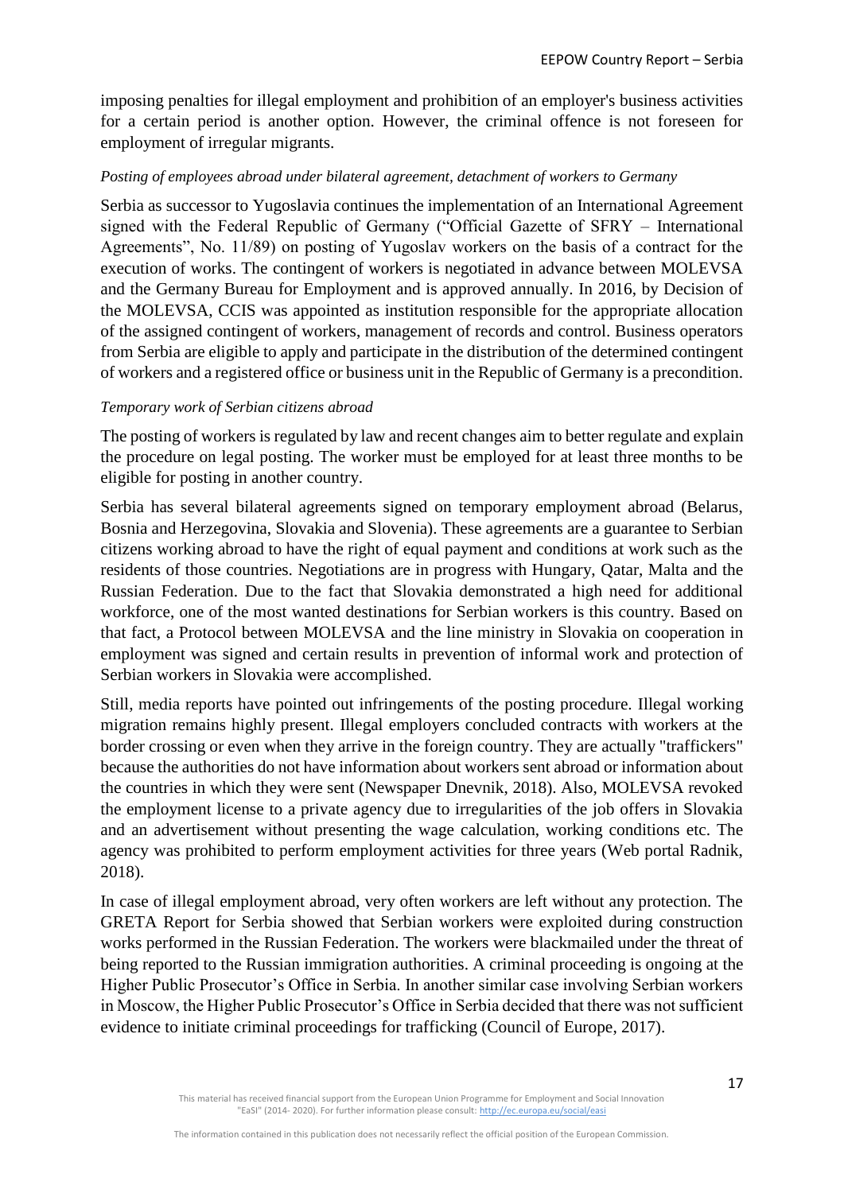imposing penalties for illegal employment and prohibition of an employer's business activities for a certain period is another option. However, the criminal offence is not foreseen for employment of irregular migrants.

*Posting of employees abroad under bilateral agreement, detachment of workers to Germany*

Serbia as successor to Yugoslavia continues the implementation of an International Agreement signed with the Federal Republic of Germany ("Official Gazette of SFRY – International Agreements", No. 11/89) on posting of Yugoslav workers on the basis of a contract for the execution of works. The contingent of workers is negotiated in advance between MOLEVSA and the Germany Bureau for Employment and is approved annually. In 2016, by Decision of the MOLEVSA, CCIS was appointed as institution responsible for the appropriate allocation of the assigned contingent of workers, management of records and control. Business operators from Serbia are eligible to apply and participate in the distribution of the determined contingent of workers and a registered office or business unit in the Republic of Germany is a precondition.

*Temporary work of Serbian citizens abroad*

The posting of workers is regulated by law and recent changes aim to better regulate and explain the procedure on legal posting. The worker must be employed for at least three months to be eligible for posting in another country.

Serbia has several bilateral agreements signed on temporary employment abroad (Belarus, Bosnia and Herzegovina, Slovakia and Slovenia). These agreements are a guarantee to Serbian citizens working abroad to have the right of equal payment and conditions at work such as the residents of those countries. Negotiations are in progress with Hungary, Qatar, Malta and the Russian Federation. Due to the fact that Slovakia demonstrated a high need for additional workforce, one of the most wanted destinations for Serbian workers is this country. Based on that fact, a Protocol between MOLEVSA and the line ministry in Slovakia on cooperation in employment was signed and certain results in prevention of informal work and protection of Serbian workers in Slovakia were accomplished.

Still, media reports have pointed out infringements of the posting procedure. Illegal working migration remains highly present. Illegal employers concluded contracts with workers at the border crossing or even when they arrive in the foreign country. They are actually "traffickers" because the authorities do not have information about workers sent abroad or information about the countries in which they were sent (Newspaper Dnevnik, 2018). Also, MOLEVSA revoked the employment license to a private agency due to irregularities of the job offers in Slovakia and an advertisement without presenting the wage calculation, working conditions etc. The agency was prohibited to perform employment activities for three years (Web portal Radnik, 2018).

In case of illegal employment abroad, very often workers are left without any protection. The GRETA Report for Serbia showed that Serbian workers were exploited during construction works performed in the Russian Federation. The workers were blackmailed under the threat of being reported to the Russian immigration authorities. A criminal proceeding is ongoing at the Higher Public Prosecutor's Office in Serbia. In another similar case involving Serbian workers in Moscow, the Higher Public Prosecutor's Office in Serbia decided that there was not sufficient evidence to initiate criminal proceedings for trafficking (Council of Europe, 2017).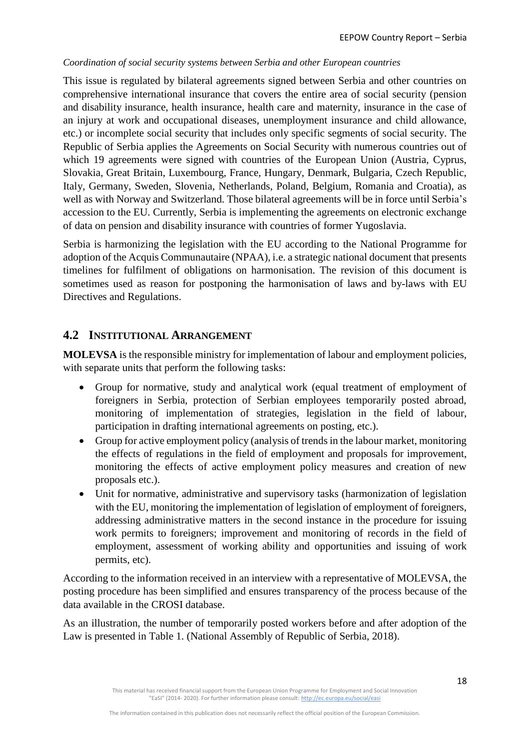*Coordination of social security systems between Serbia and other European countries*

This issue is regulated by bilateral agreements signed between Serbia and other countries on comprehensive international insurance that covers the entire area of social security (pension and disability insurance, health insurance, health care and maternity, insurance in the case of an injury at work and occupational diseases, unemployment insurance and child allowance, etc.) or incomplete social security that includes only specific segments of social security. The Republic of Serbia applies the Agreements on Social Security with numerous countries out of which 19 agreements were signed with countries of the European Union (Austria, Cyprus, Slovakia, Great Britain, Luxembourg, France, Hungary, Denmark, Bulgaria, Czech Republic, Italy, Germany, Sweden, Slovenia, Netherlands, Poland, Belgium, Romania and Croatia), as well as with Norway and Switzerland. Those bilateral agreements will be in force until Serbia's accession to the EU. Currently, Serbia is implementing the agreements on electronic exchange of data on pension and disability insurance with countries of former Yugoslavia.

Serbia is harmonizing the legislation with the EU according to the National Programme for adoption of the Acquis Communautaire (NPAA), i.e. a strategic national document that presents timelines for fulfilment of obligations on harmonisation. The revision of this document is sometimes used as reason for postponing the harmonisation of laws and by-laws with EU Directives and Regulations.

## 4.2 Institutional Arrangement

**MOLEVSA** is the responsible ministry for implementation of labour and employment policies, with separate units that perform the following tasks:

- Group for normative, study and analytical work (equal treatment of employment of foreigners in Serbia, protection of Serbian employees temporarily posted abroad, monitoring of implementation of strategies, legislation in the field of labour, participation in drafting international agreements on posting, etc.).
- Group for active employment policy (analysis of trends in the labour market, monitoring the effects of regulations in the field of employment and proposals for improvement, monitoring the effects of active employment policy measures and creation of new proposals etc.).
- Unit for normative, administrative and supervisory tasks (harmonization of legislation with the EU, monitoring the implementation of legislation of employment of foreigners, addressing administrative matters in the second instance in the procedure for issuing work permits to foreigners; improvement and monitoring of records in the field of employment, assessment of working ability and opportunities and issuing of work permits, etc).

According to the information received in an interview with a representative of MOLEVSA, the posting procedure has been simplified and ensures transparency of the process because of the data available in the CROSI database.

As an illustration, the number of temporarily posted workers before and after adoption of the Law is presented in Table 1. (National Assembly of Republic of Serbia, 2018).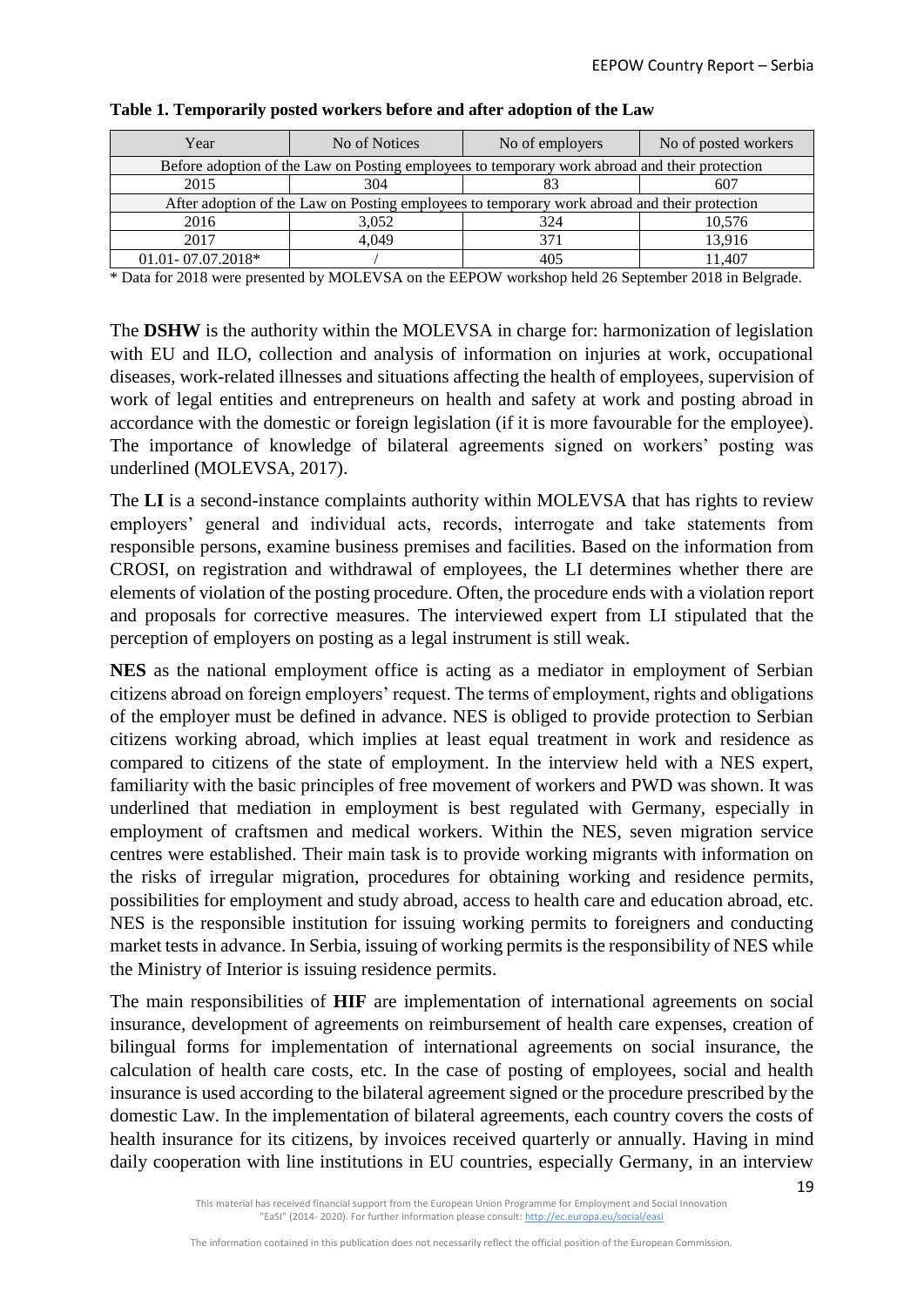**Table 1. Temporarily posted workers before and after adoption of the Law**

| Year | No of Notices | No of employers | No of posted workers |
|---|---|---|---|
| Before adoption of the Law on Posting employees to temporary work abroad and their protection | | | |
| 2015 | 304 | 83 | 607 |
| After adoption of the Law on Posting employees to temporary work abroad and their protection | | | |
| 2016 | 3,052 | 324 | 10,576 |
| 2017 | 4,049 | 371 | 13,916 |
| 01.01- 07.07.2018* | / | 405 | 11,407 |

\* Data for 2018 were presented by MOLEVSA on the EEPOW workshop held 26 September 2018 in Belgrade.

The **DSHW** is the authority within the MOLEVSA in charge for: harmonization of legislation with EU and ILO, collection and analysis of information on injuries at work, occupational diseases, work-related illnesses and situations affecting the health of employees, supervision of work of legal entities and entrepreneurs on health and safety at work and posting abroad in accordance with the domestic or foreign legislation (if it is more favourable for the employee). The importance of knowledge of bilateral agreements signed on workers' posting was underlined (MOLEVSA, 2017).

The **LI** is a second-instance complaints authority within MOLEVSA that has rights to review employers' general and individual acts, records, interrogate and take statements from responsible persons, examine business premises and facilities. Based on the information from CROSI, on registration and withdrawal of employees, the LI determines whether there are elements of violation of the posting procedure. Often, the procedure ends with a violation report and proposals for corrective measures. The interviewed expert from LI stipulated that the perception of employers on posting as a legal instrument is still weak.

**NES** as the national employment office is acting as a mediator in employment of Serbian citizens abroad on foreign employers' request. The terms of employment, rights and obligations of the employer must be defined in advance. NES is obliged to provide protection to Serbian citizens working abroad, which implies at least equal treatment in work and residence as compared to citizens of the state of employment. In the interview held with a NES expert, familiarity with the basic principles of free movement of workers and PWD was shown. It was underlined that mediation in employment is best regulated with Germany, especially in employment of craftsmen and medical workers. Within the NES, seven migration service centres were established. Their main task is to provide working migrants with information on the risks of irregular migration, procedures for obtaining working and residence permits, possibilities for employment and study abroad, access to health care and education abroad, etc. NES is the responsible institution for issuing working permits to foreigners and conducting market tests in advance. In Serbia, issuing of working permits is the responsibility of NES while the Ministry of Interior is issuing residence permits.

The main responsibilities of **HIF** are implementation of international agreements on social insurance, development of agreements on reimbursement of health care expenses, creation of bilingual forms for implementation of international agreements on social insurance, the calculation of health care costs, etc. In the case of posting of employees, social and health insurance is used according to the bilateral agreement signed or the procedure prescribed by the domestic Law. In the implementation of bilateral agreements, each country covers the costs of health insurance for its citizens, by invoices received quarterly or annually. Having in mind daily cooperation with line institutions in EU countries, especially Germany, in an interview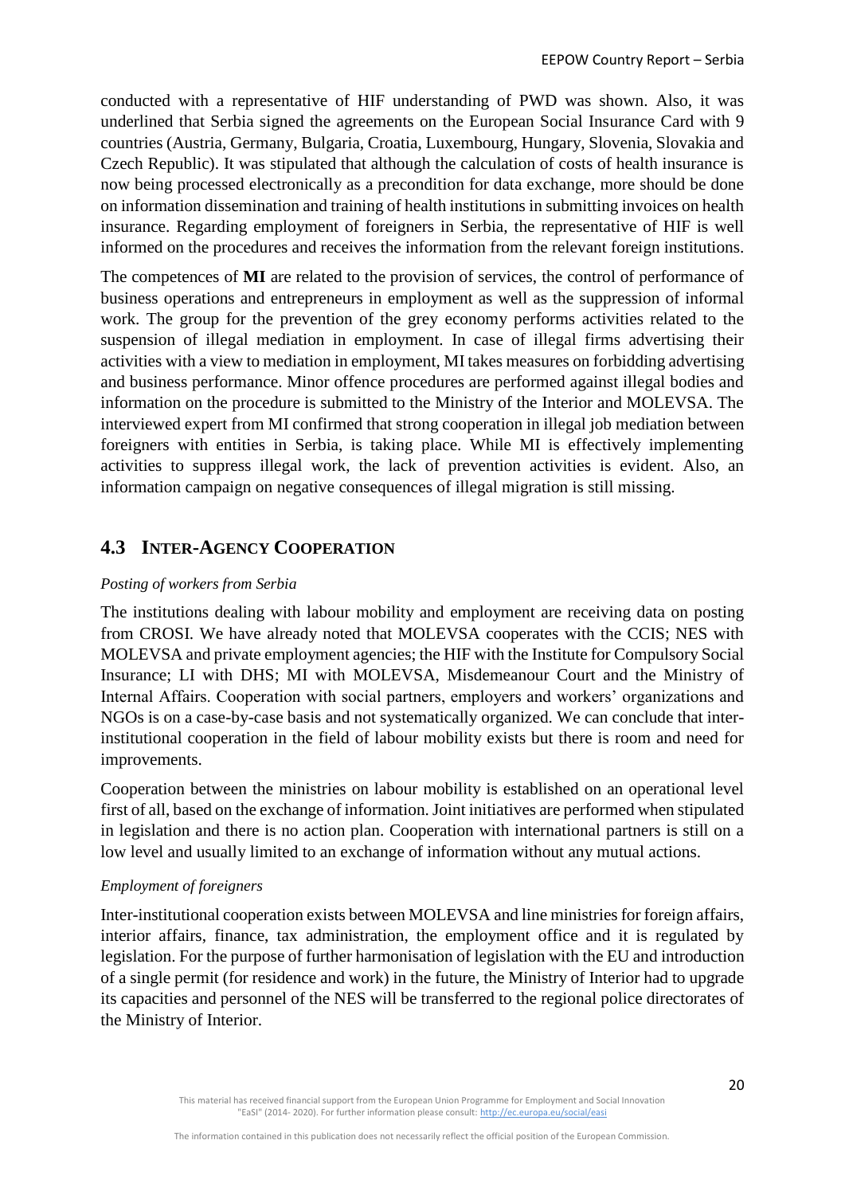conducted with a representative of HIF understanding of PWD was shown. Also, it was underlined that Serbia signed the agreements on the European Social Insurance Card with 9 countries (Austria, Germany, Bulgaria, Croatia, Luxembourg, Hungary, Slovenia, Slovakia and Czech Republic). It was stipulated that although the calculation of costs of health insurance is now being processed electronically as a precondition for data exchange, more should be done on information dissemination and training of health institutions in submitting invoices on health insurance. Regarding employment of foreigners in Serbia, the representative of HIF is well informed on the procedures and receives the information from the relevant foreign institutions.

The competences of **MI** are related to the provision of services, the control of performance of business operations and entrepreneurs in employment as well as the suppression of informal work. The group for the prevention of the grey economy performs activities related to the suspension of illegal mediation in employment. In case of illegal firms advertising their activities with a view to mediation in employment, MI takes measures on forbidding advertising and business performance. Minor offence procedures are performed against illegal bodies and information on the procedure is submitted to the Ministry of the Interior and MOLEVSA. The interviewed expert from MI confirmed that strong cooperation in illegal job mediation between foreigners with entities in Serbia, is taking place. While MI is effectively implementing activities to suppress illegal work, the lack of prevention activities is evident. Also, an information campaign on negative consequences of illegal migration is still missing.

## 4.3 INTER-AGENCY COOPERATION

*Posting of workers from Serbia*

The institutions dealing with labour mobility and employment are receiving data on posting from CROSI. We have already noted that MOLEVSA cooperates with the CCIS; NES with MOLEVSA and private employment agencies; the HIF with the Institute for Compulsory Social Insurance; LI with DHS; MI with MOLEVSA, Misdemeanour Court and the Ministry of Internal Affairs. Cooperation with social partners, employers and workers' organizations and NGOs is on a case-by-case basis and not systematically organized. We can conclude that inter-institutional cooperation in the field of labour mobility exists but there is room and need for improvements.

Cooperation between the ministries on labour mobility is established on an operational level first of all, based on the exchange of information. Joint initiatives are performed when stipulated in legislation and there is no action plan. Cooperation with international partners is still on a low level and usually limited to an exchange of information without any mutual actions.

*Employment of foreigners*

Inter-institutional cooperation exists between MOLEVSA and line ministries for foreign affairs, interior affairs, finance, tax administration, the employment office and it is regulated by legislation. For the purpose of further harmonisation of legislation with the EU and introduction of a single permit (for residence and work) in the future, the Ministry of Interior had to upgrade its capacities and personnel of the NES will be transferred to the regional police directorates of the Ministry of Interior.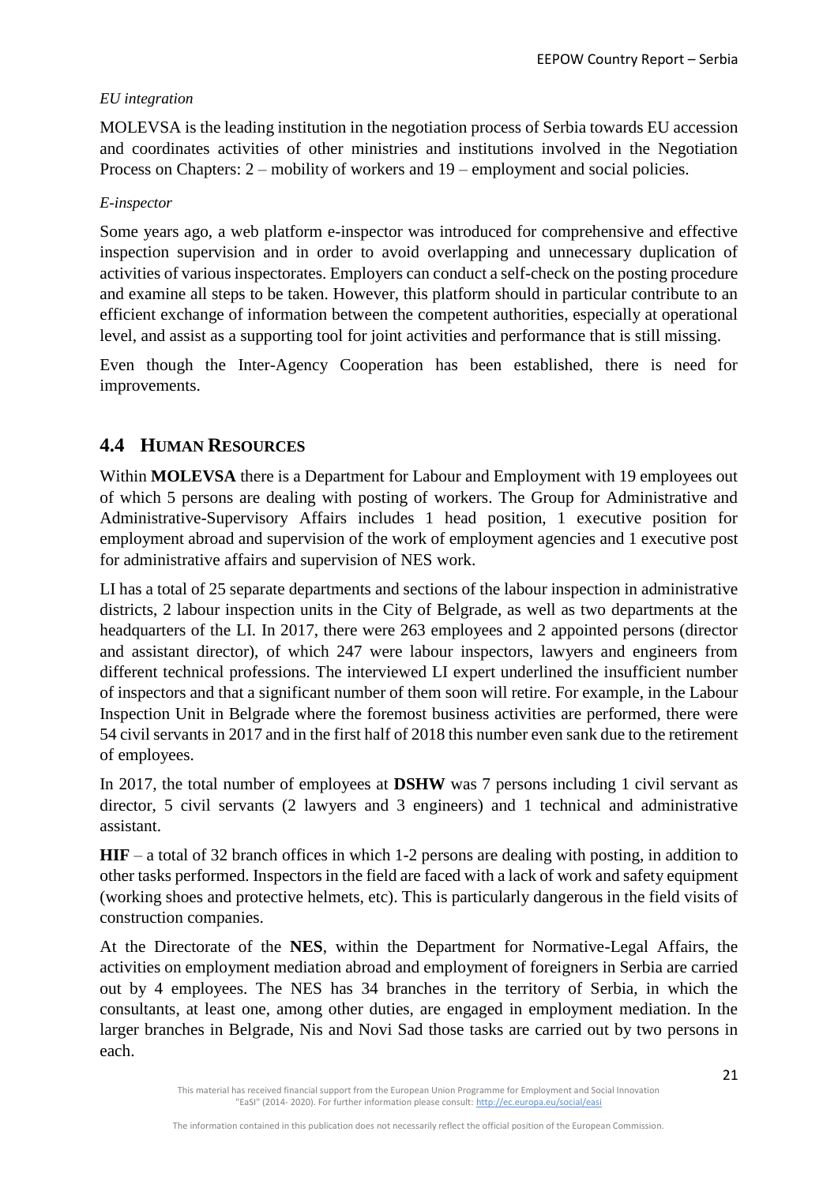*EU integration*

MOLEVSA is the leading institution in the negotiation process of Serbia towards EU accession and coordinates activities of other ministries and institutions involved in the Negotiation Process on Chapters: 2 – mobility of workers and 19 – employment and social policies.

*E-inspector*

Some years ago, a web platform e-inspector was introduced for comprehensive and effective inspection supervision and in order to avoid overlapping and unnecessary duplication of activities of various inspectorates. Employers can conduct a self-check on the posting procedure and examine all steps to be taken. However, this platform should in particular contribute to an efficient exchange of information between the competent authorities, especially at operational level, and assist as a supporting tool for joint activities and performance that is still missing.

Even though the Inter-Agency Cooperation has been established, there is need for improvements.

## 4.4 HUMAN RESOURCES

Within **MOLEVSA** there is a Department for Labour and Employment with 19 employees out of which 5 persons are dealing with posting of workers. The Group for Administrative and Administrative-Supervisory Affairs includes 1 head position, 1 executive position for employment abroad and supervision of the work of employment agencies and 1 executive post for administrative affairs and supervision of NES work.

LI has a total of 25 separate departments and sections of the labour inspection in administrative districts, 2 labour inspection units in the City of Belgrade, as well as two departments at the headquarters of the LI. In 2017, there were 263 employees and 2 appointed persons (director and assistant director), of which 247 were labour inspectors, lawyers and engineers from different technical professions. The interviewed LI expert underlined the insufficient number of inspectors and that a significant number of them soon will retire. For example, in the Labour Inspection Unit in Belgrade where the foremost business activities are performed, there were 54 civil servants in 2017 and in the first half of 2018 this number even sank due to the retirement of employees.

In 2017, the total number of employees at **DSHW** was 7 persons including 1 civil servant as director, 5 civil servants (2 lawyers and 3 engineers) and 1 technical and administrative assistant.

**HIF** – a total of 32 branch offices in which 1-2 persons are dealing with posting, in addition to other tasks performed. Inspectors in the field are faced with a lack of work and safety equipment (working shoes and protective helmets, etc). This is particularly dangerous in the field visits of construction companies.

At the Directorate of the **NES**, within the Department for Normative-Legal Affairs, the activities on employment mediation abroad and employment of foreigners in Serbia are carried out by 4 employees. The NES has 34 branches in the territory of Serbia, in which the consultants, at least one, among other duties, are engaged in employment mediation. In the larger branches in Belgrade, Nis and Novi Sad those tasks are carried out by two persons in each.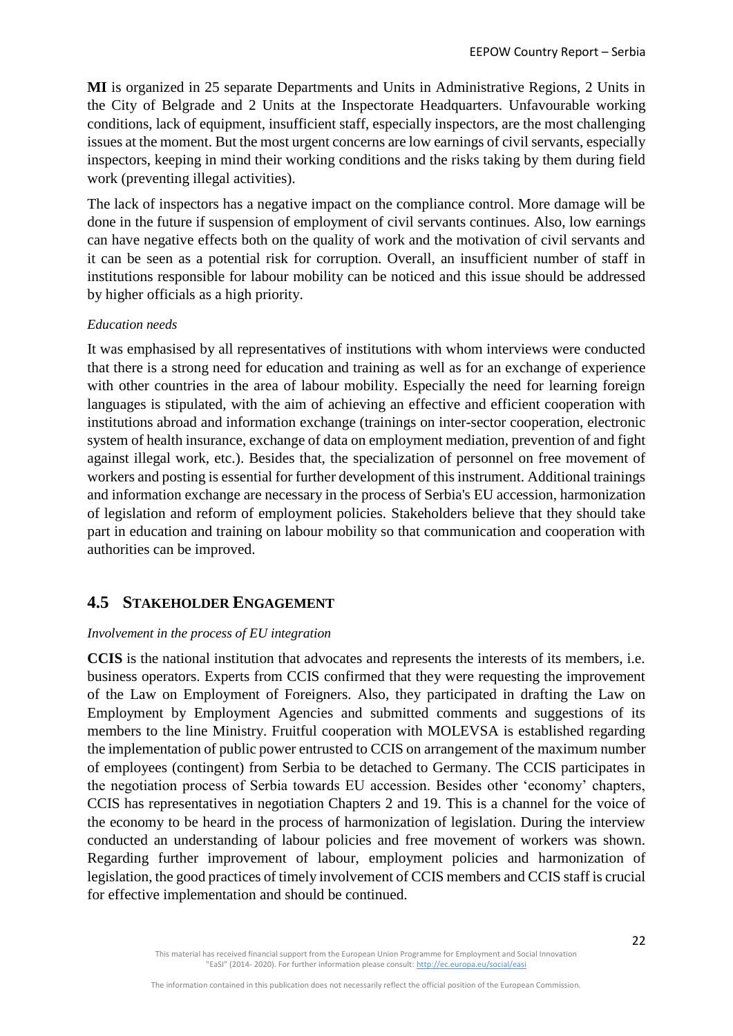**MI** is organized in 25 separate Departments and Units in Administrative Regions, 2 Units in the City of Belgrade and 2 Units at the Inspectorate Headquarters. Unfavourable working conditions, lack of equipment, insufficient staff, especially inspectors, are the most challenging issues at the moment. But the most urgent concerns are low earnings of civil servants, especially inspectors, keeping in mind their working conditions and the risks taking by them during field work (preventing illegal activities).

The lack of inspectors has a negative impact on the compliance control. More damage will be done in the future if suspension of employment of civil servants continues. Also, low earnings can have negative effects both on the quality of work and the motivation of civil servants and it can be seen as a potential risk for corruption. Overall, an insufficient number of staff in institutions responsible for labour mobility can be noticed and this issue should be addressed by higher officials as a high priority.

*Education needs*

It was emphasised by all representatives of institutions with whom interviews were conducted that there is a strong need for education and training as well as for an exchange of experience with other countries in the area of labour mobility. Especially the need for learning foreign languages is stipulated, with the aim of achieving an effective and efficient cooperation with institutions abroad and information exchange (trainings on inter-sector cooperation, electronic system of health insurance, exchange of data on employment mediation, prevention of and fight against illegal work, etc.). Besides that, the specialization of personnel on free movement of workers and posting is essential for further development of this instrument. Additional trainings and information exchange are necessary in the process of Serbia's EU accession, harmonization of legislation and reform of employment policies. Stakeholders believe that they should take part in education and training on labour mobility so that communication and cooperation with authorities can be improved.

## 4.5 STAKEHOLDER ENGAGEMENT

*Involvement in the process of EU integration*

**CCIS** is the national institution that advocates and represents the interests of its members, i.e. business operators. Experts from CCIS confirmed that they were requesting the improvement of the Law on Employment of Foreigners. Also, they participated in drafting the Law on Employment by Employment Agencies and submitted comments and suggestions of its members to the line Ministry. Fruitful cooperation with MOLEVSA is established regarding the implementation of public power entrusted to CCIS on arrangement of the maximum number of employees (contingent) from Serbia to be detached to Germany. The CCIS participates in the negotiation process of Serbia towards EU accession. Besides other 'economy' chapters, CCIS has representatives in negotiation Chapters 2 and 19. This is a channel for the voice of the economy to be heard in the process of harmonization of legislation. During the interview conducted an understanding of labour policies and free movement of workers was shown. Regarding further improvement of labour, employment policies and harmonization of legislation, the good practices of timely involvement of CCIS members and CCIS staff is crucial for effective implementation and should be continued.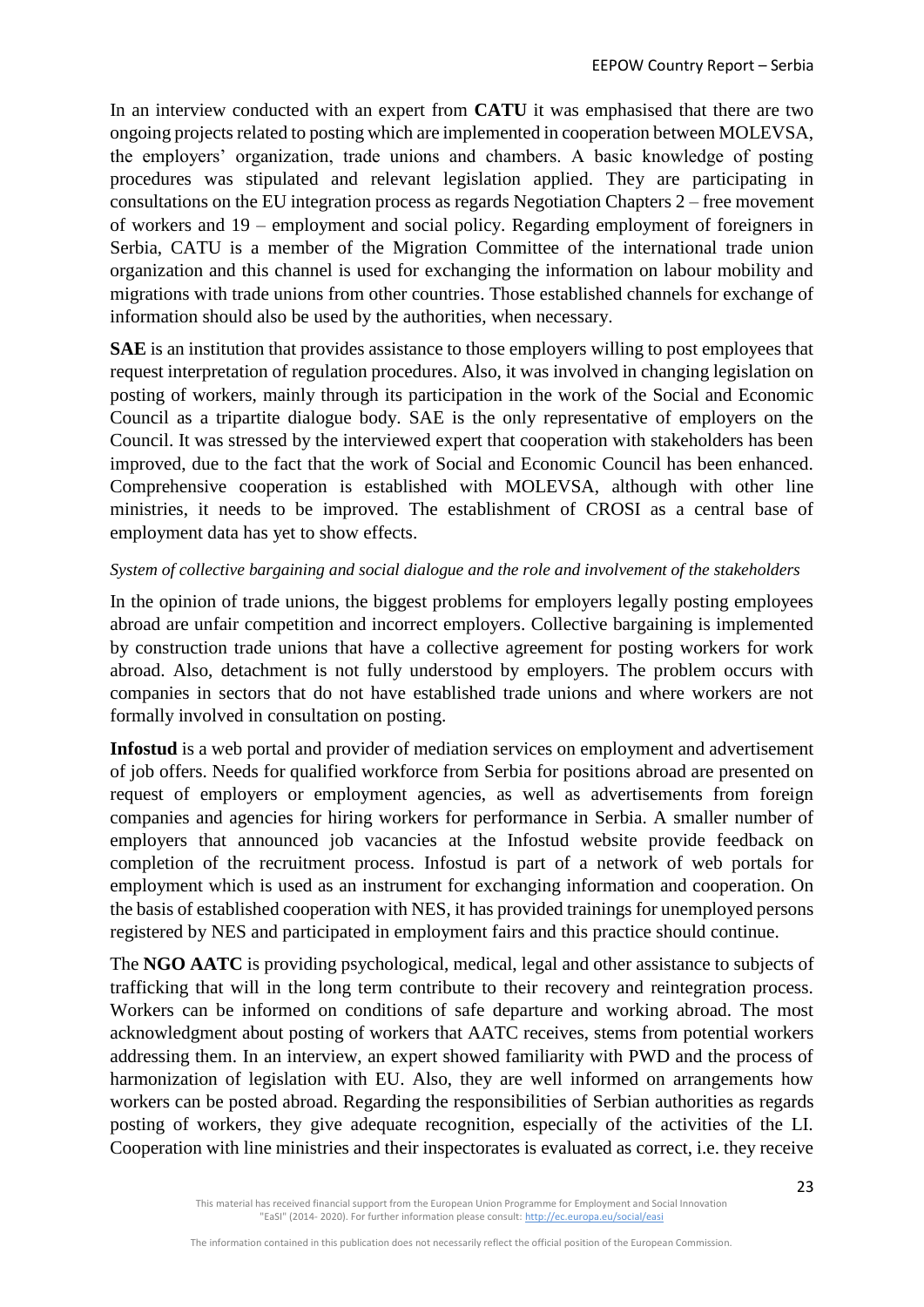In an interview conducted with an expert from **CATU** it was emphasised that there are two ongoing projects related to posting which are implemented in cooperation between MOLEVSA, the employers' organization, trade unions and chambers. A basic knowledge of posting procedures was stipulated and relevant legislation applied. They are participating in consultations on the EU integration process as regards Negotiation Chapters 2 – free movement of workers and 19 – employment and social policy. Regarding employment of foreigners in Serbia, CATU is a member of the Migration Committee of the international trade union organization and this channel is used for exchanging the information on labour mobility and migrations with trade unions from other countries. Those established channels for exchange of information should also be used by the authorities, when necessary.

**SAE** is an institution that provides assistance to those employers willing to post employees that request interpretation of regulation procedures. Also, it was involved in changing legislation on posting of workers, mainly through its participation in the work of the Social and Economic Council as a tripartite dialogue body. SAE is the only representative of employers on the Council. It was stressed by the interviewed expert that cooperation with stakeholders has been improved, due to the fact that the work of Social and Economic Council has been enhanced. Comprehensive cooperation is established with MOLEVSA, although with other line ministries, it needs to be improved. The establishment of CROSI as a central base of employment data has yet to show effects.

*System of collective bargaining and social dialogue and the role and involvement of the stakeholders*

In the opinion of trade unions, the biggest problems for employers legally posting employees abroad are unfair competition and incorrect employers. Collective bargaining is implemented by construction trade unions that have a collective agreement for posting workers for work abroad. Also, detachment is not fully understood by employers. The problem occurs with companies in sectors that do not have established trade unions and where workers are not formally involved in consultation on posting.

**Infostud** is a web portal and provider of mediation services on employment and advertisement of job offers. Needs for qualified workforce from Serbia for positions abroad are presented on request of employers or employment agencies, as well as advertisements from foreign companies and agencies for hiring workers for performance in Serbia. A smaller number of employers that announced job vacancies at the Infostud website provide feedback on completion of the recruitment process. Infostud is part of a network of web portals for employment which is used as an instrument for exchanging information and cooperation. On the basis of established cooperation with NES, it has provided trainings for unemployed persons registered by NES and participated in employment fairs and this practice should continue.

The **NGO AATC** is providing psychological, medical, legal and other assistance to subjects of trafficking that will in the long term contribute to their recovery and reintegration process. Workers can be informed on conditions of safe departure and working abroad. The most acknowledgment about posting of workers that AATC receives, stems from potential workers addressing them. In an interview, an expert showed familiarity with PWD and the process of harmonization of legislation with EU. Also, they are well informed on arrangements how workers can be posted abroad. Regarding the responsibilities of Serbian authorities as regards posting of workers, they give adequate recognition, especially of the activities of the LI. Cooperation with line ministries and their inspectorates is evaluated as correct, i.e. they receive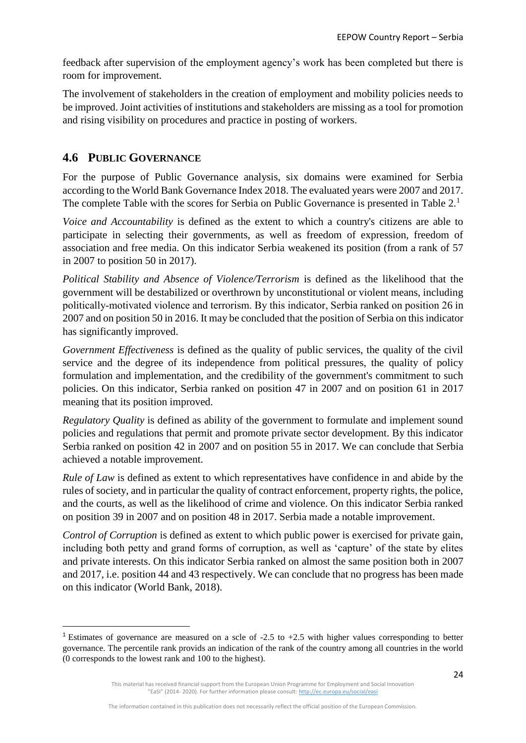feedback after supervision of the employment agency's work has been completed but there is room for improvement.

The involvement of stakeholders in the creation of employment and mobility policies needs to be improved. Joint activities of institutions and stakeholders are missing as a tool for promotion and rising visibility on procedures and practice in posting of workers.

## 4.6 PUBLIC GOVERNANCE

For the purpose of Public Governance analysis, six domains were examined for Serbia according to the World Bank Governance Index 2018. The evaluated years were 2007 and 2017. The complete Table with the scores for Serbia on Public Governance is presented in Table 2.[1]

*Voice and Accountability* is defined as the extent to which a country's citizens are able to participate in selecting their governments, as well as freedom of expression, freedom of association and free media. On this indicator Serbia weakened its position (from a rank of 57 in 2007 to position 50 in 2017).

*Political Stability and Absence of Violence/Terrorism* is defined as the likelihood that the government will be destabilized or overthrown by unconstitutional or violent means, including politically-motivated violence and terrorism. By this indicator, Serbia ranked on position 26 in 2007 and on position 50 in 2016. It may be concluded that the position of Serbia on this indicator has significantly improved.

*Government Effectiveness* is defined as the quality of public services, the quality of the civil service and the degree of its independence from political pressures, the quality of policy formulation and implementation, and the credibility of the government's commitment to such policies. On this indicator, Serbia ranked on position 47 in 2007 and on position 61 in 2017 meaning that its position improved.

*Regulatory Quality* is defined as ability of the government to formulate and implement sound policies and regulations that permit and promote private sector development. By this indicator Serbia ranked on position 42 in 2007 and on position 55 in 2017. We can conclude that Serbia achieved a notable improvement.

*Rule of Law* is defined as extent to which representatives have confidence in and abide by the rules of society, and in particular the quality of contract enforcement, property rights, the police, and the courts, as well as the likelihood of crime and violence. On this indicator Serbia ranked on position 39 in 2007 and on position 48 in 2017. Serbia made a notable improvement.

*Control of Corruption* is defined as extent to which public power is exercised for private gain, including both petty and grand forms of corruption, as well as 'capture' of the state by elites and private interests. On this indicator Serbia ranked on almost the same position both in 2007 and 2017, i.e. position 44 and 43 respectively. We can conclude that no progress has been made on this indicator (World Bank, 2018).

---

[1] Estimates of governance are measured on a scle of -2.5 to +2.5 with higher values corresponding to better governance. The percentile rank provides an indication of the rank of the country among all countries in the world (0 corresponds to the lowest rank and 100 to the highest).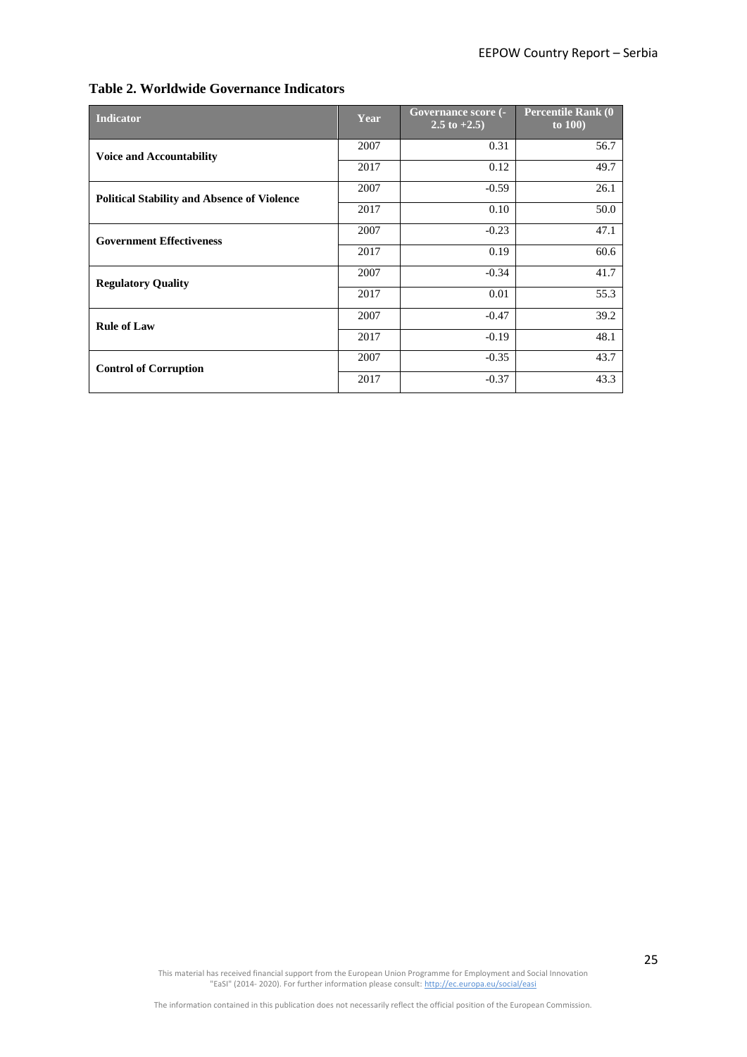**Table 2. Worldwide Governance Indicators**

| Indicator | Year | Governance score (-2.5 to +2.5) | Percentile Rank (0 to 100) |
|---|---|---|---|
| **Voice and Accountability** | 2007 | 0.31 | 56.7 |
| | 2017 | 0.12 | 49.7 |
| **Political Stability and Absence of Violence** | 2007 | -0.59 | 26.1 |
| | 2017 | 0.10 | 50.0 |
| **Government Effectiveness** | 2007 | -0.23 | 47.1 |
| | 2017 | 0.19 | 60.6 |
| **Regulatory Quality** | 2007 | -0.34 | 41.7 |
| | 2017 | 0.01 | 55.3 |
| **Rule of Law** | 2007 | -0.47 | 39.2 |
| | 2017 | -0.19 | 48.1 |
| **Control of Corruption** | 2007 | -0.35 | 43.7 |
| | 2017 | -0.37 | 43.3 |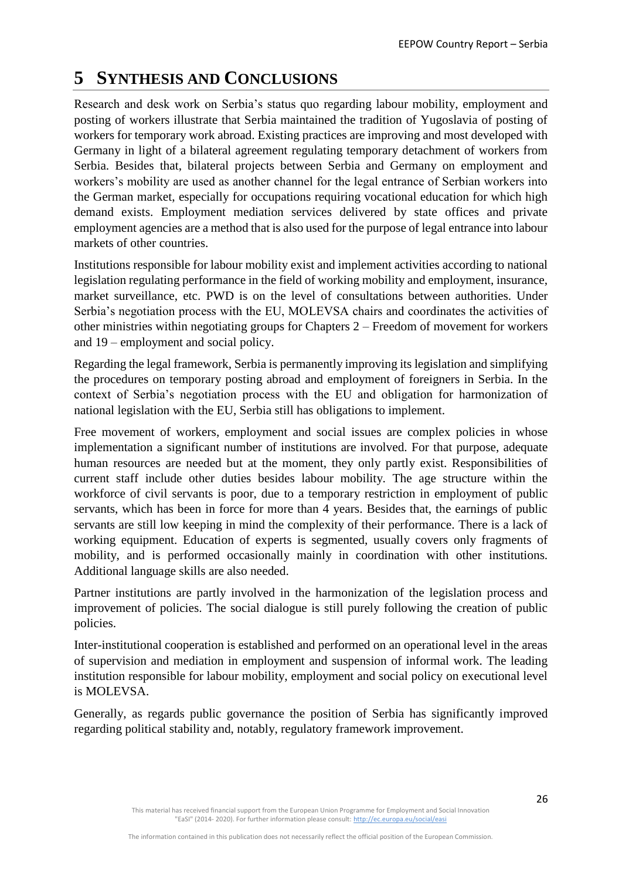# 5 SYNTHESIS AND CONCLUSIONS

Research and desk work on Serbia's status quo regarding labour mobility, employment and posting of workers illustrate that Serbia maintained the tradition of Yugoslavia of posting of workers for temporary work abroad. Existing practices are improving and most developed with Germany in light of a bilateral agreement regulating temporary detachment of workers from Serbia. Besides that, bilateral projects between Serbia and Germany on employment and workers's mobility are used as another channel for the legal entrance of Serbian workers into the German market, especially for occupations requiring vocational education for which high demand exists. Employment mediation services delivered by state offices and private employment agencies are a method that is also used for the purpose of legal entrance into labour markets of other countries.

Institutions responsible for labour mobility exist and implement activities according to national legislation regulating performance in the field of working mobility and employment, insurance, market surveillance, etc. PWD is on the level of consultations between authorities. Under Serbia's negotiation process with the EU, MOLEVSA chairs and coordinates the activities of other ministries within negotiating groups for Chapters 2 – Freedom of movement for workers and 19 – employment and social policy.

Regarding the legal framework, Serbia is permanently improving its legislation and simplifying the procedures on temporary posting abroad and employment of foreigners in Serbia. In the context of Serbia's negotiation process with the EU and obligation for harmonization of national legislation with the EU, Serbia still has obligations to implement.

Free movement of workers, employment and social issues are complex policies in whose implementation a significant number of institutions are involved. For that purpose, adequate human resources are needed but at the moment, they only partly exist. Responsibilities of current staff include other duties besides labour mobility. The age structure within the workforce of civil servants is poor, due to a temporary restriction in employment of public servants, which has been in force for more than 4 years. Besides that, the earnings of public servants are still low keeping in mind the complexity of their performance. There is a lack of working equipment. Education of experts is segmented, usually covers only fragments of mobility, and is performed occasionally mainly in coordination with other institutions. Additional language skills are also needed.

Partner institutions are partly involved in the harmonization of the legislation process and improvement of policies. The social dialogue is still purely following the creation of public policies.

Inter-institutional cooperation is established and performed on an operational level in the areas of supervision and mediation in employment and suspension of informal work. The leading institution responsible for labour mobility, employment and social policy on executional level is MOLEVSA.

Generally, as regards public governance the position of Serbia has significantly improved regarding political stability and, notably, regulatory framework improvement.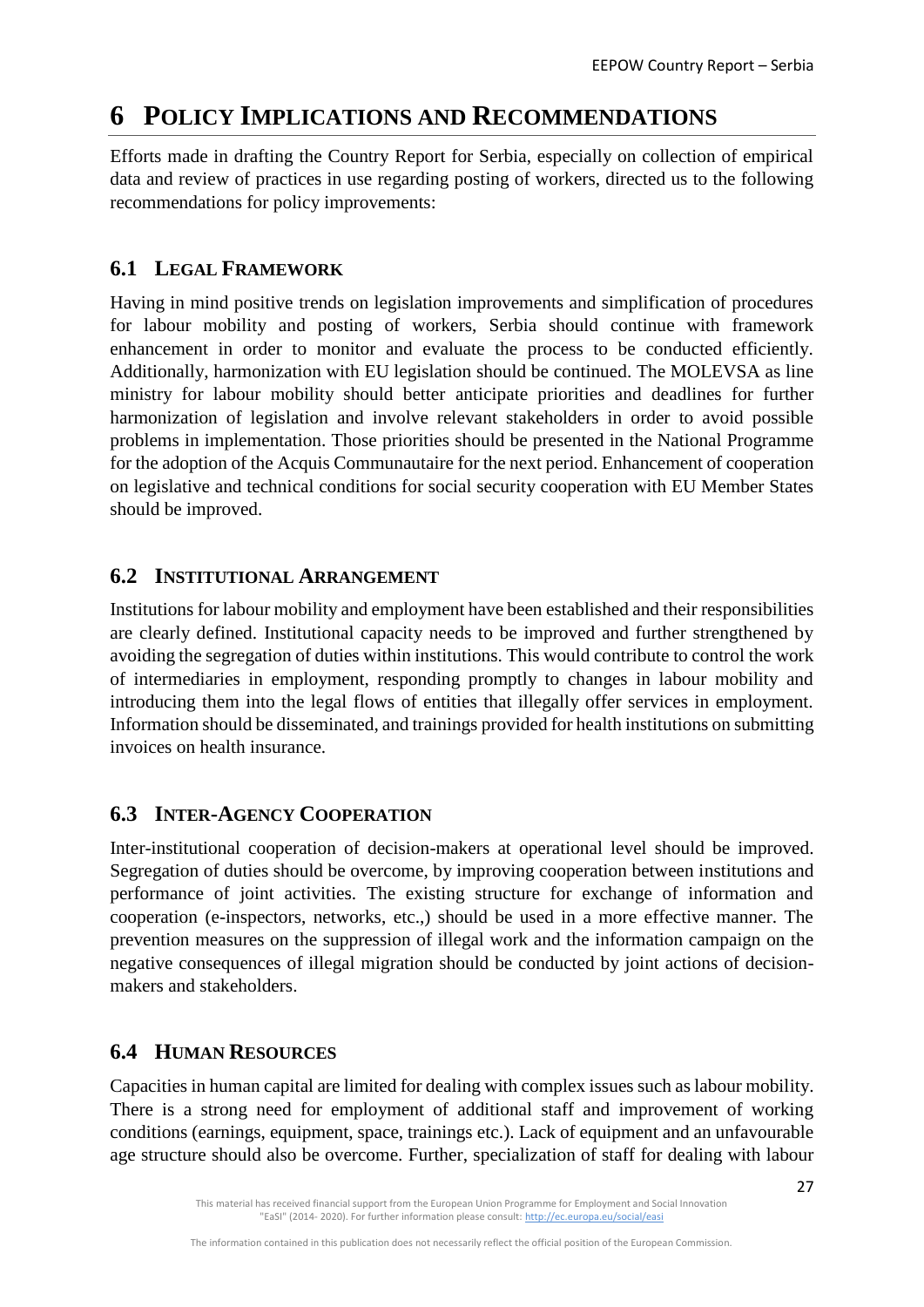# 6 POLICY IMPLICATIONS AND RECOMMENDATIONS

Efforts made in drafting the Country Report for Serbia, especially on collection of empirical data and review of practices in use regarding posting of workers, directed us to the following recommendations for policy improvements:

## 6.1 LEGAL FRAMEWORK

Having in mind positive trends on legislation improvements and simplification of procedures for labour mobility and posting of workers, Serbia should continue with framework enhancement in order to monitor and evaluate the process to be conducted efficiently. Additionally, harmonization with EU legislation should be continued. The MOLEVSA as line ministry for labour mobility should better anticipate priorities and deadlines for further harmonization of legislation and involve relevant stakeholders in order to avoid possible problems in implementation. Those priorities should be presented in the National Programme for the adoption of the Acquis Communautaire for the next period. Enhancement of cooperation on legislative and technical conditions for social security cooperation with EU Member States should be improved.

## 6.2 INSTITUTIONAL ARRANGEMENT

Institutions for labour mobility and employment have been established and their responsibilities are clearly defined. Institutional capacity needs to be improved and further strengthened by avoiding the segregation of duties within institutions. This would contribute to control the work of intermediaries in employment, responding promptly to changes in labour mobility and introducing them into the legal flows of entities that illegally offer services in employment. Information should be disseminated, and trainings provided for health institutions on submitting invoices on health insurance.

## 6.3 INTER-AGENCY COOPERATION

Inter-institutional cooperation of decision-makers at operational level should be improved. Segregation of duties should be overcome, by improving cooperation between institutions and performance of joint activities. The existing structure for exchange of information and cooperation (e-inspectors, networks, etc.,) should be used in a more effective manner. The prevention measures on the suppression of illegal work and the information campaign on the negative consequences of illegal migration should be conducted by joint actions of decision-makers and stakeholders.

## 6.4 HUMAN RESOURCES

Capacities in human capital are limited for dealing with complex issues such as labour mobility. There is a strong need for employment of additional staff and improvement of working conditions (earnings, equipment, space, trainings etc.). Lack of equipment and an unfavourable age structure should also be overcome. Further, specialization of staff for dealing with labour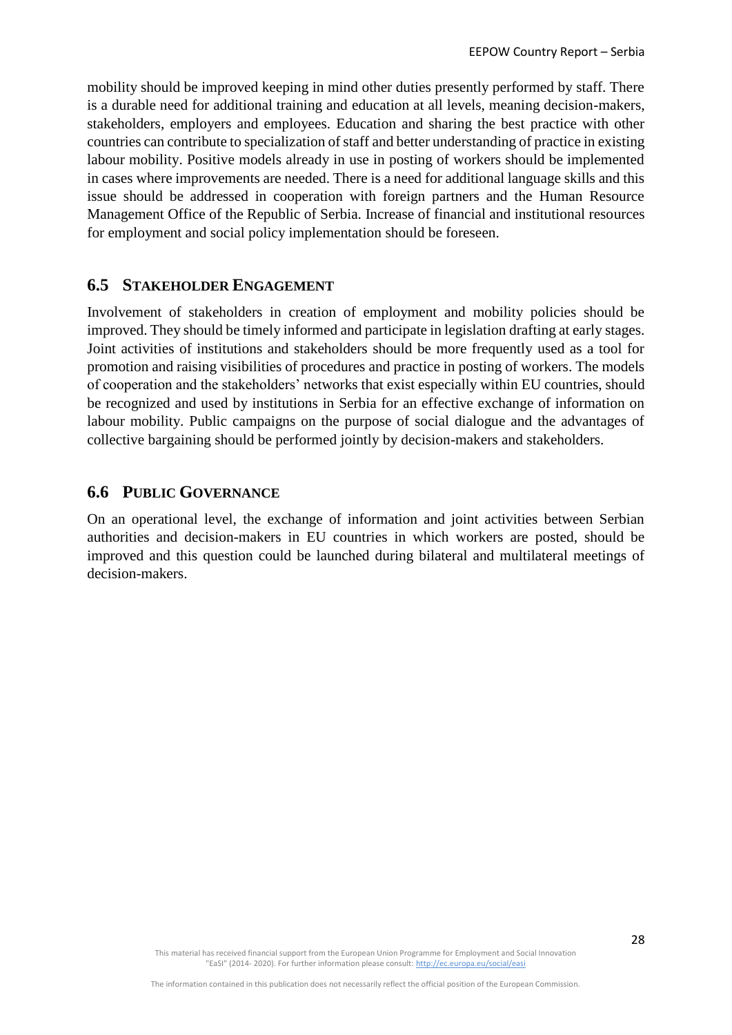mobility should be improved keeping in mind other duties presently performed by staff. There is a durable need for additional training and education at all levels, meaning decision-makers, stakeholders, employers and employees. Education and sharing the best practice with other countries can contribute to specialization of staff and better understanding of practice in existing labour mobility. Positive models already in use in posting of workers should be implemented in cases where improvements are needed. There is a need for additional language skills and this issue should be addressed in cooperation with foreign partners and the Human Resource Management Office of the Republic of Serbia. Increase of financial and institutional resources for employment and social policy implementation should be foreseen.

## 6.5 Stakeholder Engagement

Involvement of stakeholders in creation of employment and mobility policies should be improved. They should be timely informed and participate in legislation drafting at early stages. Joint activities of institutions and stakeholders should be more frequently used as a tool for promotion and raising visibilities of procedures and practice in posting of workers. The models of cooperation and the stakeholders' networks that exist especially within EU countries, should be recognized and used by institutions in Serbia for an effective exchange of information on labour mobility. Public campaigns on the purpose of social dialogue and the advantages of collective bargaining should be performed jointly by decision-makers and stakeholders.

## 6.6 Public Governance

On an operational level, the exchange of information and joint activities between Serbian authorities and decision-makers in EU countries in which workers are posted, should be improved and this question could be launched during bilateral and multilateral meetings of decision-makers.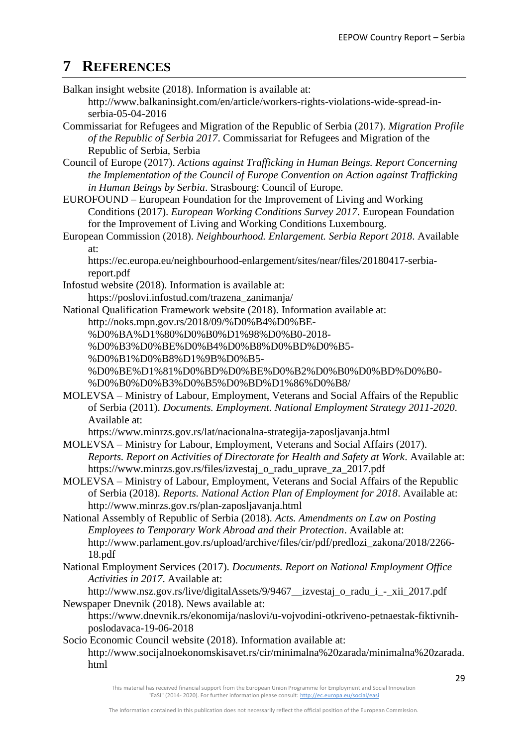# 7 REFERENCES

Balkan insight website (2018). Information is available at: http://www.balkaninsight.com/en/article/workers-rights-violations-wide-spread-in-serbia-05-04-2016

Commissariat for Refugees and Migration of the Republic of Serbia (2017). *Migration Profile of the Republic of Serbia 2017*. Commissariat for Refugees and Migration of the Republic of Serbia, Serbia

Council of Europe (2017). *Actions against Trafficking in Human Beings. Report Concerning the Implementation of the Council of Europe Convention on Action against Trafficking in Human Beings by Serbia*. Strasbourg: Council of Europe.

EUROFOUND – European Foundation for the Improvement of Living and Working Conditions (2017). *European Working Conditions Survey 2017*. European Foundation for the Improvement of Living and Working Conditions Luxembourg.

European Commission (2018). *Neighbourhood. Enlargement. Serbia Report 2018*. Available at: https://ec.europa.eu/neighbourhood-enlargement/sites/near/files/20180417-serbia-report.pdf

Infostud website (2018). Information is available at: https://poslovi.infostud.com/trazena_zanimanja/

National Qualification Framework website (2018). Information available at: http://noks.mpn.gov.rs/2018/09/%D0%B4%D0%BE-%D0%BA%D1%80%D0%B0%D1%98%D0%B0-2018-%D0%B3%D0%BE%D0%B4%D0%B8%D0%BD%D0%B5-%D0%B1%D0%B8%D1%9B%D0%B5-%D0%BE%D1%81%D0%BD%D0%BE%D0%B2%D0%B0%D0%BD%D0%B0-%D0%B0%D0%B3%D0%B5%D0%BD%D1%86%D0%B8/

MOLEVSA – Ministry of Labour, Employment, Veterans and Social Affairs of the Republic of Serbia (2011). *Documents. Employment. National Employment Strategy 2011-2020.* Available at: https://www.minrzs.gov.rs/lat/nacionalna-strategija-zaposljavanja.html

MOLEVSA – Ministry for Labour, Employment, Veterans and Social Affairs (2017). *Reports. Report on Activities of Directorate for Health and Safety at Work*. Available at: https://www.minrzs.gov.rs/files/izvestaj_o_radu_uprave_za_2017.pdf

MOLEVSA – Ministry of Labour, Employment, Veterans and Social Affairs of the Republic of Serbia (2018). *Reports. National Action Plan of Employment for 2018*. Available at: http://www.minrzs.gov.rs/plan-zaposljavanja.html

National Assembly of Republic of Serbia (2018). *Acts. Amendments on Law on Posting Employees to Temporary Work Abroad and their Protection*. Available at: http://www.parlament.gov.rs/upload/archive/files/cir/pdf/predlozi_zakona/2018/2266-18.pdf

National Employment Services (2017). *Documents. Report on National Employment Office Activities in 2017*. Available at: http://www.nsz.gov.rs/live/digitalAssets/9/9467__izvestaj_o_radu_i_-_xii_2017.pdf

Newspaper Dnevnik (2018). News available at: https://www.dnevnik.rs/ekonomija/naslovi/u-vojvodini-otkriveno-petnaestak-fiktivnih-poslodavaca-19-06-2018

Socio Economic Council website (2018). Information available at: http://www.socijalnoekonomskisavet.rs/cir/minimalna%20zarada/minimalna%20zarada.html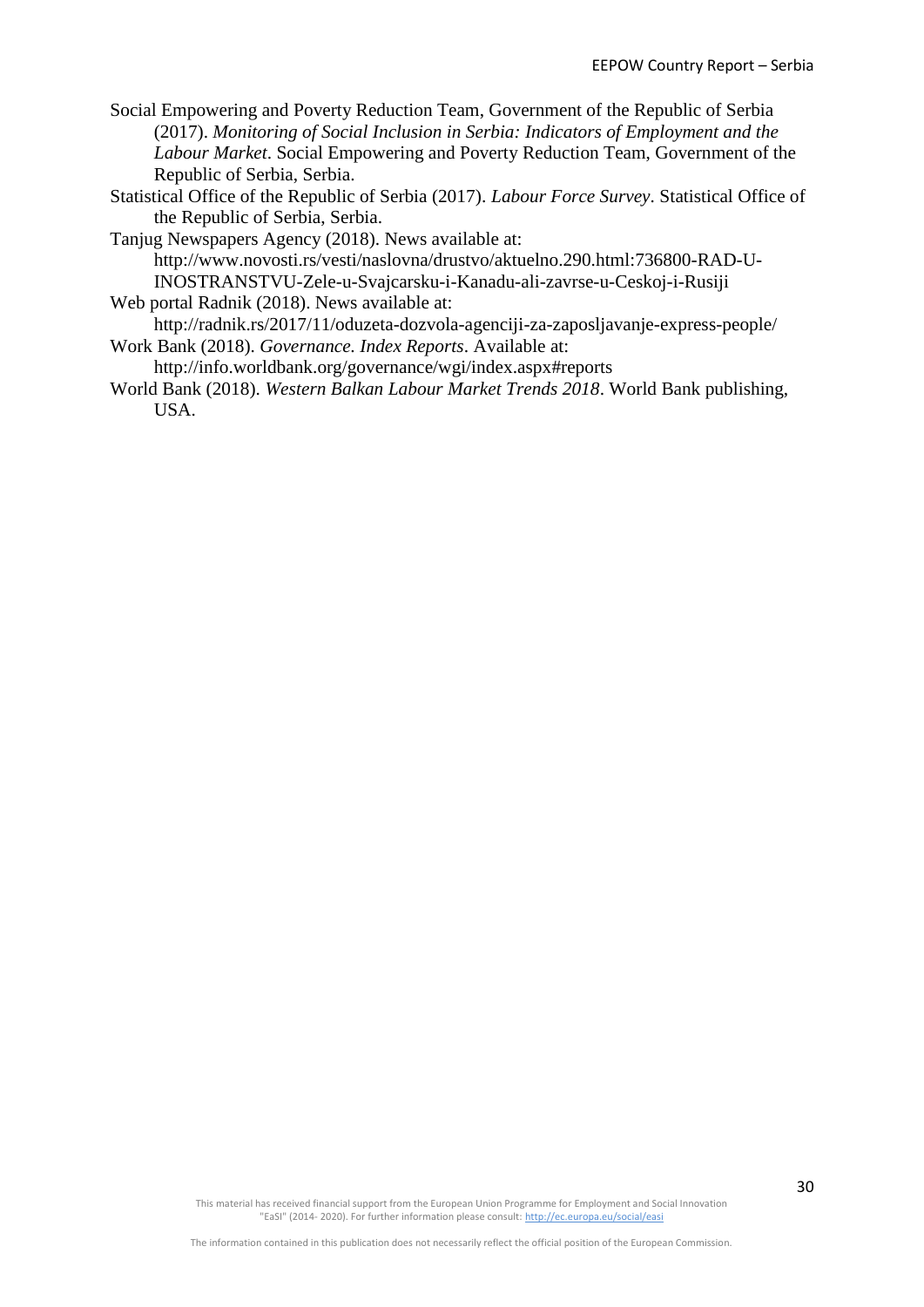Social Empowering and Poverty Reduction Team, Government of the Republic of Serbia (2017). *Monitoring of Social Inclusion in Serbia: Indicators of Employment and the Labour Market*. Social Empowering and Poverty Reduction Team, Government of the Republic of Serbia, Serbia.

Statistical Office of the Republic of Serbia (2017). *Labour Force Survey*. Statistical Office of the Republic of Serbia, Serbia.

Tanjug Newspapers Agency (2018). News available at: http://www.novosti.rs/vesti/naslovna/drustvo/aktuelno.290.html:736800-RAD-U-INOSTRANSTVU-Zele-u-Svajcarsku-i-Kanadu-ali-zavrse-u-Ceskoj-i-Rusiji

Web portal Radnik (2018). News available at: http://radnik.rs/2017/11/oduzeta-dozvola-agenciji-za-zaposljavanje-express-people/

Work Bank (2018). *Governance. Index Reports*. Available at: http://info.worldbank.org/governance/wgi/index.aspx#reports

World Bank (2018). *Western Balkan Labour Market Trends 2018*. World Bank publishing, USA.

This material has received financial support from the European Union Programme for Employment and Social Innovation "EaSI" (2014- 2020). For further information please consult: http://ec.europa.eu/social/easi

The information contained in this publication does not necessarily reflect the official position of the European Commission.